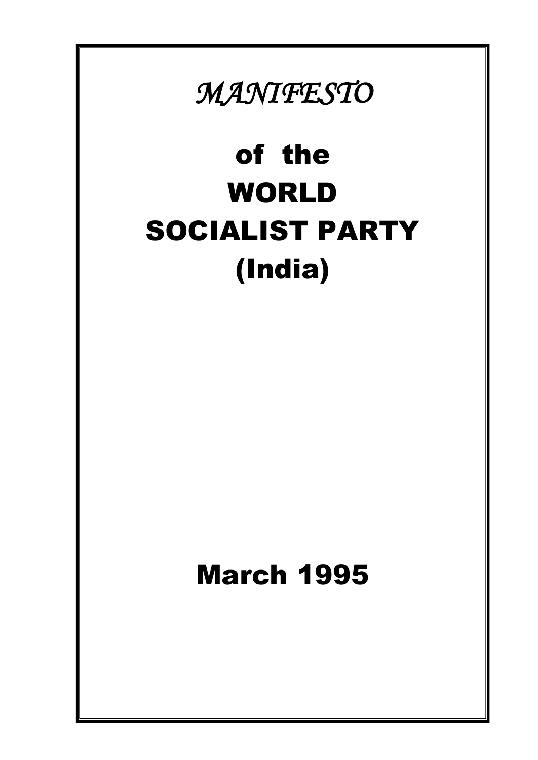*MANIFESTO*

# of the WORLD SOCIALIST PARTY (India)

## March 1995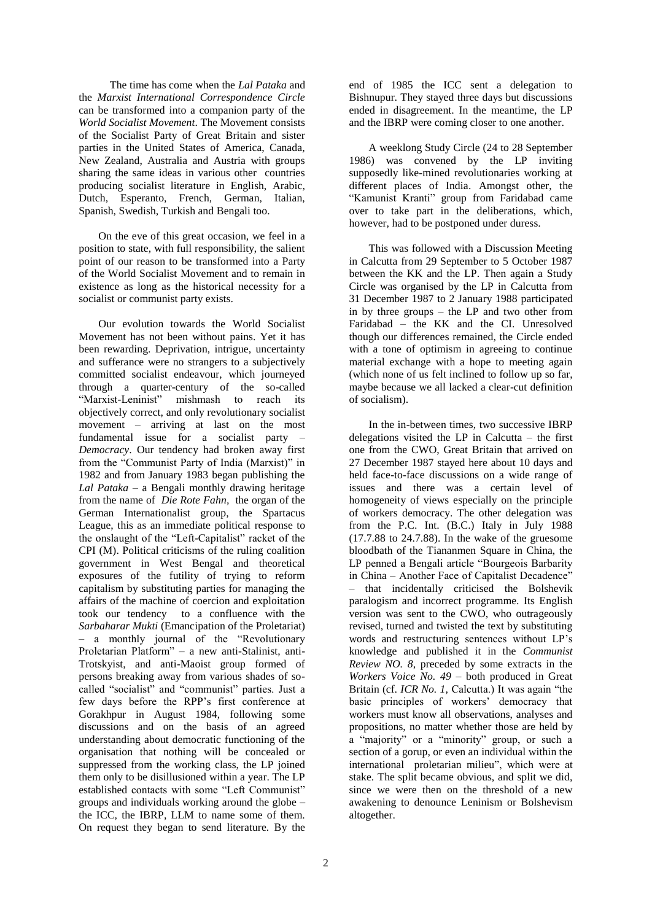The time has come when the *Lal Pataka* and the *Marxist International Correspondence Circle* can be transformed into a companion party of the *World Socialist Movement*. The Movement consists of the Socialist Party of Great Britain and sister parties in the United States of America, Canada, New Zealand, Australia and Austria with groups sharing the same ideas in various other countries producing socialist literature in English, Arabic, Dutch, Esperanto, French, German, Italian, Spanish, Swedish, Turkish and Bengali too.

On the eve of this great occasion, we feel in a position to state, with full responsibility, the salient point of our reason to be transformed into a Party of the World Socialist Movement and to remain in existence as long as the historical necessity for a socialist or communist party exists.

Our evolution towards the World Socialist Movement has not been without pains. Yet it has been rewarding. Deprivation, intrigue, uncertainty and sufferance were no strangers to a subjectively committed socialist endeavour, which journeyed through a quarter-century of the so-called "Marxist-Leninist" mishmash to reach its objectively correct, and only revolutionary socialist movement – arriving at last on the most fundamental issue for a socialist party – *Democracy*. Our tendency had broken away first from the "Communist Party of India (Marxist)" in 1982 and from January 1983 began publishing the *Lal Pataka* – a Bengali monthly drawing heritage from the name of *Die Rote Fahn*, the organ of the German Internationalist group, the Spartacus League, this as an immediate political response to the onslaught of the "Left-Capitalist" racket of the CPI (M). Political criticisms of the ruling coalition government in West Bengal and theoretical exposures of the futility of trying to reform capitalism by substituting parties for managing the affairs of the machine of coercion and exploitation took our tendency to a confluence with the *Sarbaharar Mukti* (Emancipation of the Proletariat) – a monthly journal of the "Revolutionary Proletarian Platform" – a new anti-Stalinist, anti-Trotskyist, and anti-Maoist group formed of persons breaking away from various shades of so-called "socialist" and "communist" parties. Just a few days before the RPP's first conference at Gorakhpur in August 1984, following some discussions and on the basis of an agreed understanding about democratic functioning of the organisation that nothing will be concealed or suppressed from the working class, the LP joined them only to be disillusioned within a year. The LP established contacts with some "Left Communist" groups and individuals working around the globe – the ICC, the IBRP, LLM to name some of them. On request they began to send literature. By the end of 1985 the ICC sent a delegation to Bishnupur. They stayed three days but discussions ended in disagreement. In the meantime, the LP and the IBRP were coming closer to one another.

A weeklong Study Circle (24 to 28 September 1986) was convened by the LP inviting supposedly like-mined revolutionaries working at different places of India. Amongst other, the "Kamunist Kranti" group from Faridabad came over to take part in the deliberations, which, however, had to be postponed under duress.

This was followed with a Discussion Meeting in Calcutta from 29 September to 5 October 1987 between the KK and the LP. Then again a Study Circle was organised by the LP in Calcutta from 31 December 1987 to 2 January 1988 participated in by three groups – the LP and two other from Faridabad – the KK and the CI. Unresolved though our differences remained, the Circle ended with a tone of optimism in agreeing to continue material exchange with a hope to meeting again (which none of us felt inclined to follow up so far, maybe because we all lacked a clear-cut definition of socialism).

In the in-between times, two successive IBRP delegations visited the LP in Calcutta – the first one from the CWO, Great Britain that arrived on 27 December 1987 stayed here about 10 days and held face-to-face discussions on a wide range of issues and there was a certain level of homogeneity of views especially on the principle of workers democracy. The other delegation was from the P.C. Int. (B.C.) Italy in July 1988 (17.7.88 to 24.7.88). In the wake of the gruesome bloodbath of the Tiananmen Square in China, the LP penned a Bengali article "Bourgeois Barbarity in China – Another Face of Capitalist Decadence" – that incidentally criticised the Bolshevik paralogism and incorrect programme. Its English version was sent to the CWO, who outrageously revised, turned and twisted the text by substituting words and restructuring sentences without LP's knowledge and published it in the *Communist Review NO. 8*, preceded by some extracts in the *Workers Voice No. 49* – both produced in Great Britain (cf. *ICR No. 1*, Calcutta.) It was again "the basic principles of workers' democracy that workers must know all observations, analyses and propositions, no matter whether those are held by a "majority" or a "minority" group, or such a section of a gorup, or even an individual within the international proletarian milieu", which were at stake. The split became obvious, and split we did, since we were then on the threshold of a new awakening to denounce Leninism or Bolshevism altogether.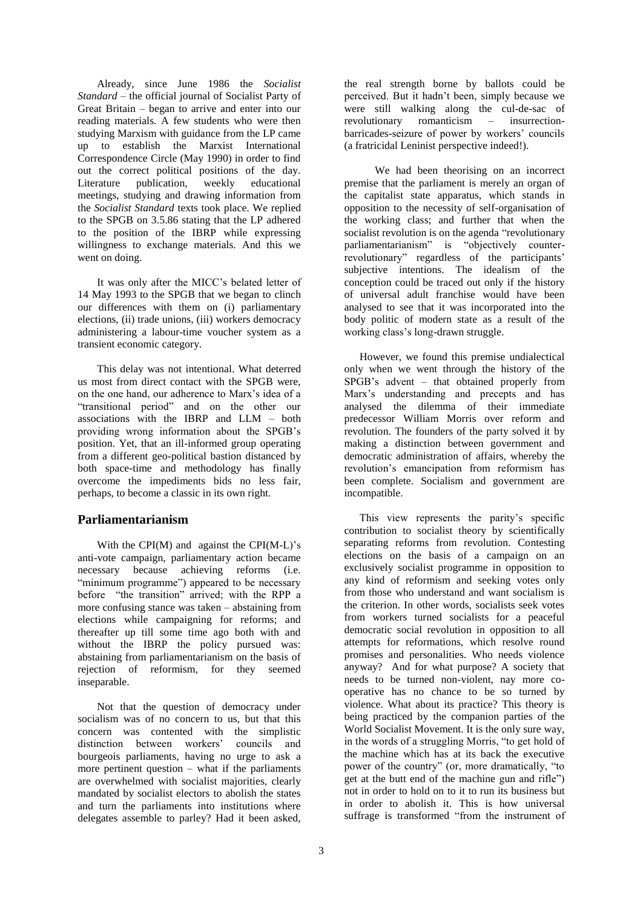Already, since June 1986 the *Socialist Standard* – the official journal of Socialist Party of Great Britain – began to arrive and enter into our reading materials. A few students who were then studying Marxism with guidance from the LP came up to establish the Marxist International Correspondence Circle (May 1990) in order to find out the correct political positions of the day. Literature publication, weekly educational meetings, studying and drawing information from the *Socialist Standard* texts took place. We replied to the SPGB on 3.5.86 stating that the LP adhered to the position of the IBRP while expressing willingness to exchange materials. And this we went on doing.

It was only after the MICC's belated letter of 14 May 1993 to the SPGB that we began to clinch our differences with them on (i) parliamentary elections, (ii) trade unions, (iii) workers democracy administering a labour-time voucher system as a transient economic category.

This delay was not intentional. What deterred us most from direct contact with the SPGB were, on the one hand, our adherence to Marx's idea of a "transitional period" and on the other our associations with the IBRP and LLM – both providing wrong information about the SPGB's position. Yet, that an ill-informed group operating from a different geo-political bastion distanced by both space-time and methodology has finally overcome the impediments bids no less fair, perhaps, to become a classic in its own right.

## Parliamentarianism

With the CPI(M) and against the CPI(M-L)'s anti-vote campaign, parliamentary action became necessary because achieving reforms (i.e. "minimum programme") appeared to be necessary before "the transition" arrived; with the RPP a more confusing stance was taken – abstaining from elections while campaigning for reforms; and thereafter up till some time ago both with and without the IBRP the policy pursued was: abstaining from parliamentarianism on the basis of rejection of reformism, for they seemed inseparable.

Not that the question of democracy under socialism was of no concern to us, but that this concern was contented with the simplistic distinction between workers' councils and bourgeois parliaments, having no urge to ask a more pertinent question – what if the parliaments are overwhelmed with socialist majorities, clearly mandated by socialist electors to abolish the states and turn the parliaments into institutions where delegates assemble to parley? Had it been asked, the real strength borne by ballots could be perceived. But it hadn't been, simply because we were still walking along the cul-de-sac of revolutionary romanticism – insurrection-barricades-seizure of power by workers' councils (a fratricidal Leninist perspective indeed!).

We had been theorising on an incorrect premise that the parliament is merely an organ of the capitalist state apparatus, which stands in opposition to the necessity of self-organisation of the working class; and further that when the socialist revolution is on the agenda "revolutionary parliamentarianism" is "objectively counter-revolutionary" regardless of the participants' subjective intentions. The idealism of the conception could be traced out only if the history of universal adult franchise would have been analysed to see that it was incorporated into the body politic of modern state as a result of the working class's long-drawn struggle.

However, we found this premise undialectical only when we went through the history of the SPGB's advent – that obtained properly from Marx's understanding and precepts and has analysed the dilemma of their immediate predecessor William Morris over reform and revolution. The founders of the party solved it by making a distinction between government and democratic administration of affairs, whereby the revolution's emancipation from reformism has been complete. Socialism and government are incompatible.

This view represents the parity's specific contribution to socialist theory by scientifically separating reforms from revolution. Contesting elections on the basis of a campaign on an exclusively socialist programme in opposition to any kind of reformism and seeking votes only from those who understand and want socialism is the criterion. In other words, socialists seek votes from workers turned socialists for a peaceful democratic social revolution in opposition to all attempts for reformations, which resolve round promises and personalities. Who needs violence anyway? And for what purpose? A society that needs to be turned non-violent, nay more co-operative has no chance to be so turned by violence. What about its practice? This theory is being practiced by the companion parties of the World Socialist Movement. It is the only sure way, in the words of a struggling Morris, "to get hold of the machine which has at its back the executive power of the country" (or, more dramatically, "to get at the butt end of the machine gun and rifle") not in order to hold on to it to run its business but in order to abolish it. This is how universal suffrage is transformed "from the instrument of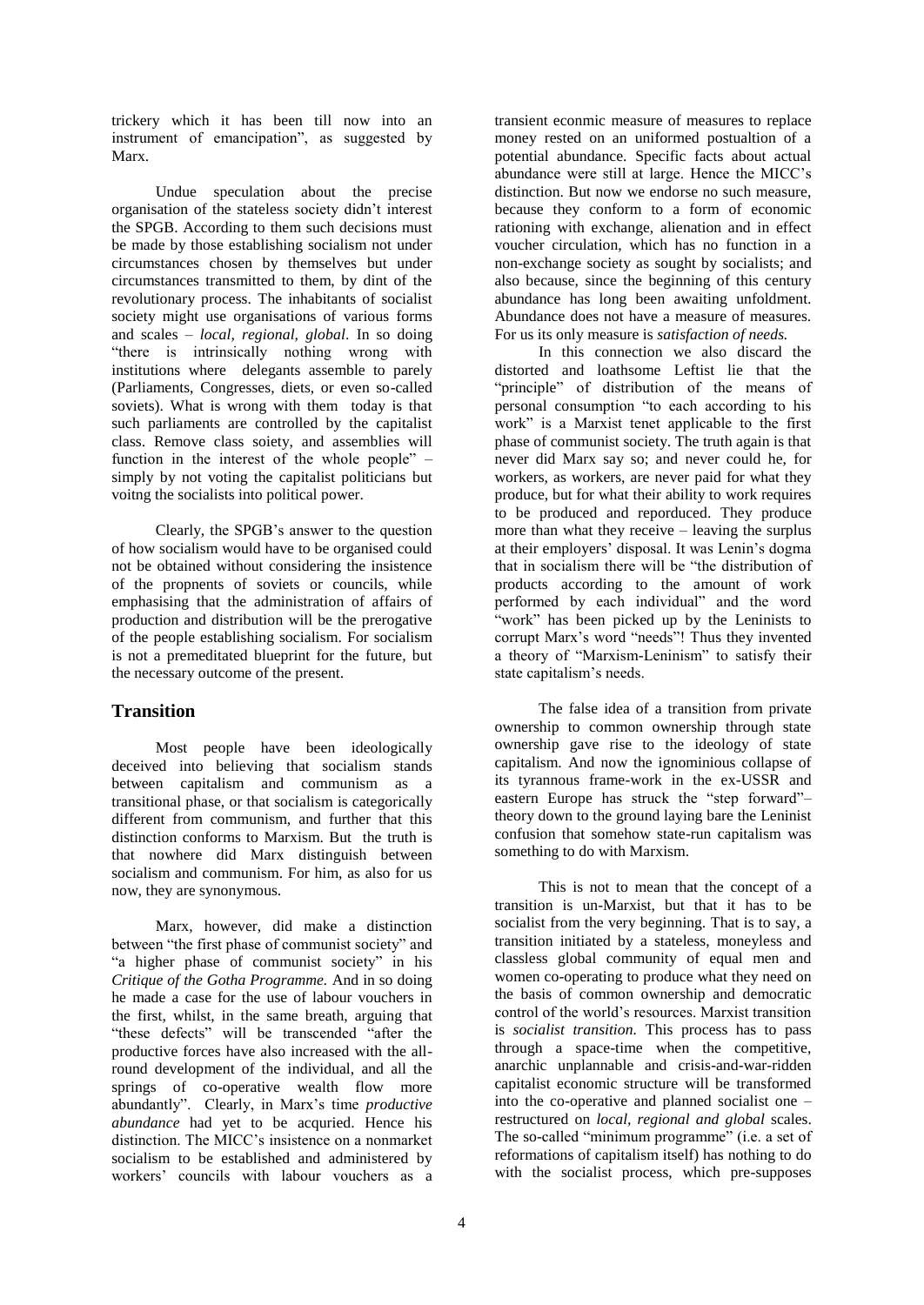trickery which it has been till now into an instrument of emancipation", as suggested by Marx.

Undue speculation about the precise organisation of the stateless society didn't interest the SPGB. According to them such decisions must be made by those establishing socialism not under circumstances chosen by themselves but under circumstances transmitted to them, by dint of the revolutionary process. The inhabitants of socialist society might use organisations of various forms and scales – *local, regional, global*. In so doing "there is intrinsically nothing wrong with institutions where delegants assemble to parely (Parliaments, Congresses, diets, or even so-called soviets). What is wrong with them today is that such parliaments are controlled by the capitalist class. Remove class soiety, and assemblies will function in the interest of the whole people" – simply by not voting the capitalist politicians but voitng the socialists into political power.

Clearly, the SPGB's answer to the question of how socialism would have to be organised could not be obtained without considering the insistence of the propnents of soviets or councils, while emphasising that the administration of affairs of production and distribution will be the prerogative of the people establishing socialism. For socialism is not a premeditated blueprint for the future, but the necessary outcome of the present.

## Transition

Most people have been ideologically deceived into believing that socialism stands between capitalism and communism as a transitional phase, or that socialism is categorically different from communism, and further that this distinction conforms to Marxism. But the truth is that nowhere did Marx distinguish between socialism and communism. For him, as also for us now, they are synonymous.

Marx, however, did make a distinction between "the first phase of communist society" and "a higher phase of communist society" in his *Critique of the Gotha Programme.* And in so doing he made a case for the use of labour vouchers in the first, whilst, in the same breath, arguing that "these defects" will be transcended "after the productive forces have also increased with the all-round development of the individual, and all the springs of co-operative wealth flow more abundantly". Clearly, in Marx's time *productive abundance* had yet to be acquried. Hence his distinction. The MICC's insistence on a nonmarket socialism to be established and administered by workers' councils with labour vouchers as a transient econmic measure of measures to replace money rested on an uniformed postualtion of a potential abundance. Specific facts about actual abundance were still at large. Hence the MICC's distinction. But now we endorse no such measure, because they conform to a form of economic rationing with exchange, alienation and in effect voucher circulation, which has no function in a non-exchange society as sought by socialists; and also because, since the beginning of this century abundance has long been awaiting unfoldment. Abundance does not have a measure of measures. For us its only measure is *satisfaction of needs.*

In this connection we also discard the distorted and loathsome Leftist lie that the "principle" of distribution of the means of personal consumption "to each according to his work" is a Marxist tenet applicable to the first phase of communist society. The truth again is that never did Marx say so; and never could he, for workers, as workers, are never paid for what they produce, but for what their ability to work requires to be produced and reporduced. They produce more than what they receive – leaving the surplus at their employers' disposal. It was Lenin's dogma that in socialism there will be "the distribution of products according to the amount of work performed by each individual" and the word "work" has been picked up by the Leninists to corrupt Marx's word "needs"! Thus they invented a theory of "Marxism-Leninism" to satisfy their state capitalism's needs.

The false idea of a transition from private ownership to common ownership through state ownership gave rise to the ideology of state capitalism. And now the ignominious collapse of its tyrannous frame-work in the ex-USSR and eastern Europe has struck the "step forward"–theory down to the ground laying bare the Leninist confusion that somehow state-run capitalism was something to do with Marxism.

This is not to mean that the concept of a transition is un-Marxist, but that it has to be socialist from the very beginning. That is to say, a transition initiated by a stateless, moneyless and classless global community of equal men and women co-operating to produce what they need on the basis of common ownership and democratic control of the world's resources. Marxist transition is *socialist transition.* This process has to pass through a space-time when the competitive, anarchic unplannable and crisis-and-war-ridden capitalist economic structure will be transformed into the co-operative and planned socialist one – restructured on *local, regional and global* scales. The so-called "minimum programme" (i.e. a set of reformations of capitalism itself) has nothing to do with the socialist process, which pre-supposes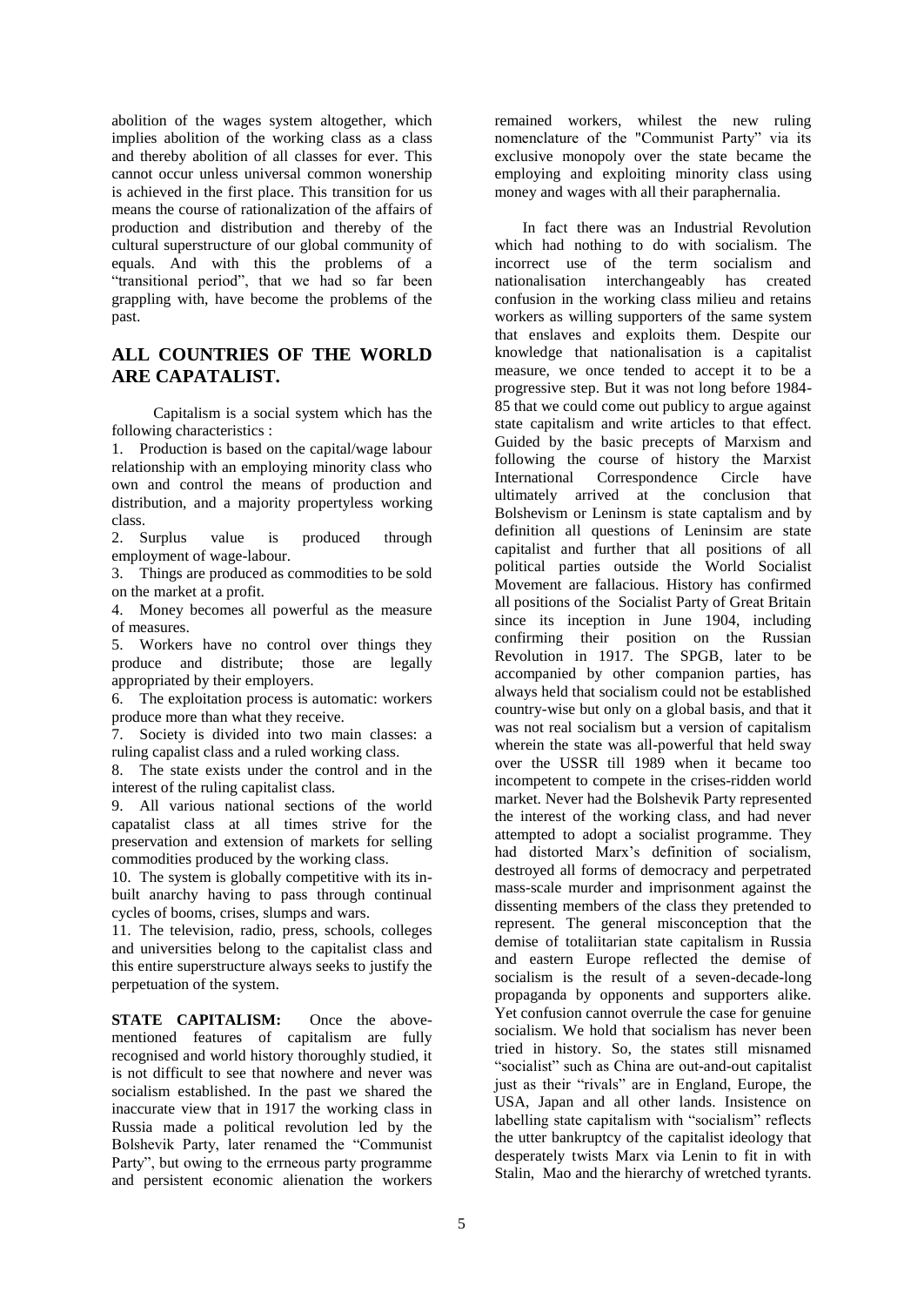abolition of the wages system altogether, which implies abolition of the working class as a class and thereby abolition of all classes for ever. This cannot occur unless universal common wonership is achieved in the first place. This transition for us means the course of rationalization of the affairs of production and distribution and thereby of the cultural superstructure of our global community of equals. And with this the problems of a "transitional period", that we had so far been grappling with, have become the problems of the past.

## ALL COUNTRIES OF THE WORLD ARE CAPATALIST.

Capitalism is a social system which has the following characteristics :

1. Production is based on the capital/wage labour relationship with an employing minority class who own and control the means of production and distribution, and a majority propertyless working class.
2. Surplus value is produced through employment of wage-labour.
3. Things are produced as commodities to be sold on the market at a profit.
4. Money becomes all powerful as the measure of measures.
5. Workers have no control over things they produce and distribute; those are legally appropriated by their employers.
6. The exploitation process is automatic: workers produce more than what they receive.
7. Society is divided into two main classes: a ruling capalist class and a ruled working class.
8. The state exists under the control and in the interest of the ruling capitalist class.
9. All various national sections of the world capatalist class at all times strive for the preservation and extension of markets for selling commodities produced by the working class.
10. The system is globally competitive with its in-built anarchy having to pass through continual cycles of booms, crises, slumps and wars.
11. The television, radio, press, schools, colleges and universities belong to the capitalist class and this entire superstructure always seeks to justify the perpetuation of the system.

**STATE CAPITALISM:** Once the above-mentioned features of capitalism are fully recognised and world history thoroughly studied, it is not difficult to see that nowhere and never was socialism established. In the past we shared the inaccurate view that in 1917 the working class in Russia made a political revolution led by the Bolshevik Party, later renamed the "Communist Party", but owing to the errneous party programme and persistent economic alienation the workers remained workers, whilest the new ruling nomenclature of the "Communist Party" via its exclusive monopoly over the state became the employing and exploiting minority class using money and wages with all their paraphernalia.

In fact there was an Industrial Revolution which had nothing to do with socialism. The incorrect use of the term socialism and nationalisation interchangeably has created confusion in the working class milieu and retains workers as willing supporters of the same system that enslaves and exploits them. Despite our knowledge that nationalisation is a capitalist measure, we once tended to accept it to be a progressive step. But it was not long before 1984-85 that we could come out publicy to argue against state capitalism and write articles to that effect. Guided by the basic precepts of Marxism and following the course of history the Marxist International Correspondence Circle have ultimately arrived at the conclusion that Bolshevism or Leninsm is state captalism and by definition all questions of Leninsim are state capitalist and further that all positions of all political parties outside the World Socialist Movement are fallacious. History has confirmed all positions of the Socialist Party of Great Britain since its inception in June 1904, including confirming their position on the Russian Revolution in 1917. The SPGB, later to be accompanied by other companion parties, has always held that socialism could not be established country-wise but only on a global basis, and that it was not real socialism but a version of capitalism wherein the state was all-powerful that held sway over the USSR till 1989 when it became too incompetent to compete in the crises-ridden world market. Never had the Bolshevik Party represented the interest of the working class, and had never attempted to adopt a socialist programme. They had distorted Marx's definition of socialism, destroyed all forms of democracy and perpetrated mass-scale murder and imprisonment against the dissenting members of the class they pretended to represent. The general misconception that the demise of totaliitarian state capitalism in Russia and eastern Europe reflected the demise of socialism is the result of a seven-decade-long propaganda by opponents and supporters alike. Yet confusion cannot overrule the case for genuine socialism. We hold that socialism has never been tried in history. So, the states still misnamed "socialist" such as China are out-and-out capitalist just as their "rivals" are in England, Europe, the USA, Japan and all other lands. Insistence on labelling state capitalism with "socialism" reflects the utter bankruptcy of the capitalist ideology that desperately twists Marx via Lenin to fit in with Stalin, Mao and the hierarchy of wretched tyrants.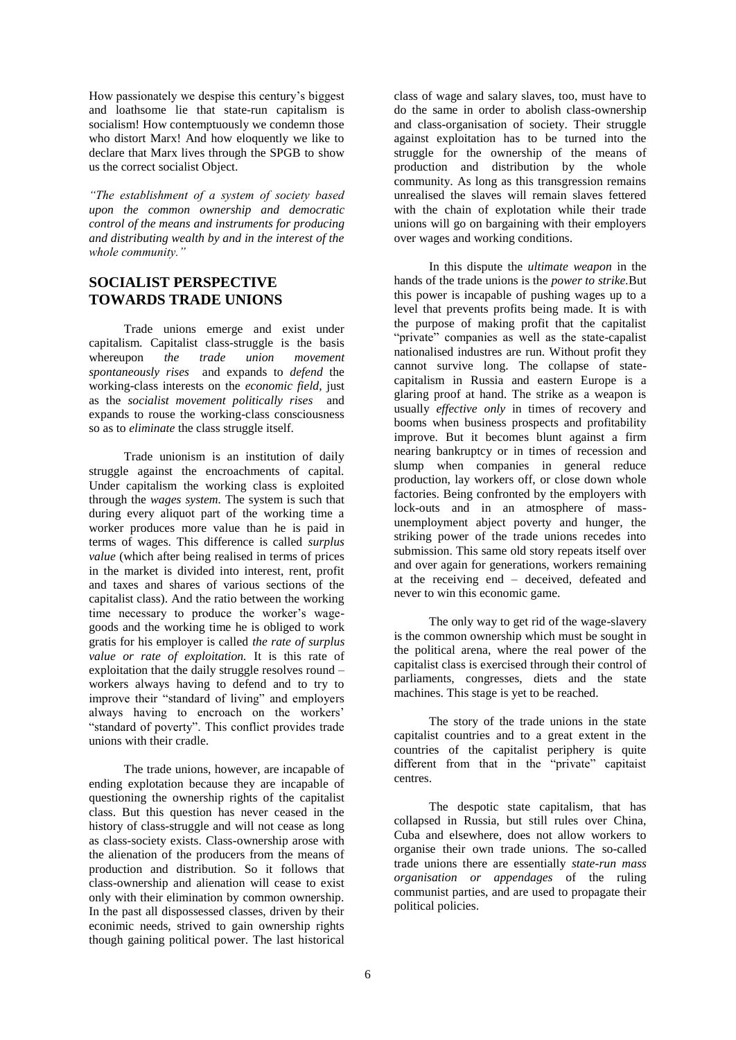How passionately we despise this century's biggest and loathsome lie that state-run capitalism is socialism! How contemptuously we condemn those who distort Marx! And how eloquently we like to declare that Marx lives through the SPGB to show us the correct socialist Object.

*"The establishment of a system of society based upon the common ownership and democratic control of the means and instruments for producing and distributing wealth by and in the interest of the whole community."*

## SOCIALIST PERSPECTIVE TOWARDS TRADE UNIONS

Trade unions emerge and exist under capitalism. Capitalist class-struggle is the basis whereupon *the trade union movement spontaneously rises* and expands to *defend* the working-class interests on the *economic field,* just as the *socialist movement politically rises* and expands to rouse the working-class consciousness so as to *eliminate* the class struggle itself.

Trade unionism is an institution of daily struggle against the encroachments of capital. Under capitalism the working class is exploited through the *wages system.* The system is such that during every aliquot part of the working time a worker produces more value than he is paid in terms of wages. This difference is called *surplus value* (which after being realised in terms of prices in the market is divided into interest, rent, profit and taxes and shares of various sections of the capitalist class). And the ratio between the working time necessary to produce the worker's wage-goods and the working time he is obliged to work gratis for his employer is called *the rate of surplus value or rate of exploitation.* It is this rate of exploitation that the daily struggle resolves round – workers always having to defend and to try to improve their "standard of living" and employers always having to encroach on the workers' "standard of poverty". This conflict provides trade unions with their cradle.

The trade unions, however, are incapable of ending explotation because they are incapable of questioning the ownership rights of the capitalist class. But this question has never ceased in the history of class-struggle and will not cease as long as class-society exists. Class-ownership arose with the alienation of the producers from the means of production and distribution. So it follows that class-ownership and alienation will cease to exist only with their elimination by common ownership. In the past all dispossessed classes, driven by their econimic needs, strived to gain ownership rights though gaining political power. The last historical class of wage and salary slaves, too, must have to do the same in order to abolish class-ownership and class-organisation of society. Their struggle against exploitation has to be turned into the struggle for the ownership of the means of production and distribution by the whole community. As long as this transgression remains unrealised the slaves will remain slaves fettered with the chain of explotation while their trade unions will go on bargaining with their employers over wages and working conditions.

In this dispute the *ultimate weapon* in the hands of the trade unions is the *power to strike.*But this power is incapable of pushing wages up to a level that prevents profits being made. It is with the purpose of making profit that the capitalist "private" companies as well as the state-capalist nationalised industres are run. Without profit they cannot survive long. The collapse of state-capitalism in Russia and eastern Europe is a glaring proof at hand. The strike as a weapon is usually *effective only* in times of recovery and booms when business prospects and profitability improve. But it becomes blunt against a firm nearing bankruptcy or in times of recession and slump when companies in general reduce production, lay workers off, or close down whole factories. Being confronted by the employers with lock-outs and in an atmosphere of mass-unemployment abject poverty and hunger, the striking power of the trade unions recedes into submission. This same old story repeats itself over and over again for generations, workers remaining at the receiving end – deceived, defeated and never to win this economic game.

The only way to get rid of the wage-slavery is the common ownership which must be sought in the political arena, where the real power of the capitalist class is exercised through their control of parliaments, congresses, diets and the state machines. This stage is yet to be reached.

The story of the trade unions in the state capitalist countries and to a great extent in the countries of the capitalist periphery is quite different from that in the "private" capitaist centres.

The despotic state capitalism, that has collapsed in Russia, but still rules over China, Cuba and elsewhere, does not allow workers to organise their own trade unions. The so-called trade unions there are essentially *state-run mass organisation or appendages* of the ruling communist parties, and are used to propagate their political policies.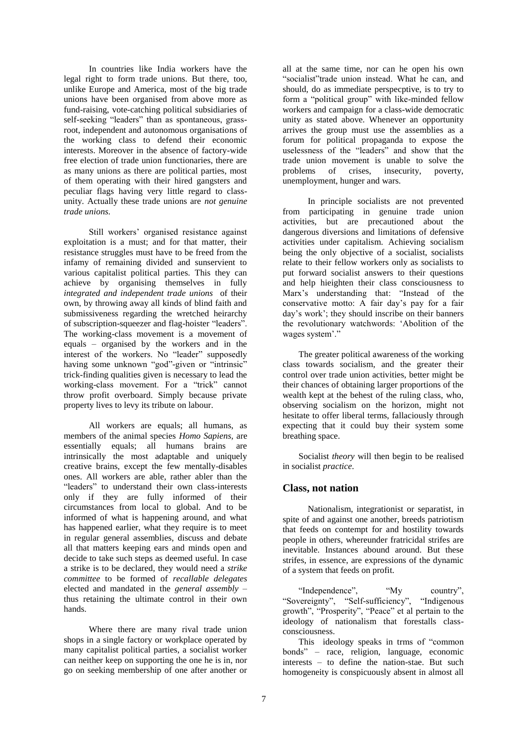In countries like India workers have the legal right to form trade unions. But there, too, unlike Europe and America, most of the big trade unions have been organised from above more as fund-raising, vote-catching political subsidiaries of self-seeking "leaders" than as spontaneous, grass-root, independent and autonomous organisations of the working class to defend their economic interests. Moreover in the absence of factory-wide free election of trade union functionaries, there are as many unions as there are political parties, most of them operating with their hired gangsters and peculiar flags having very little regard to class-unity. Actually these trade unions are *not genuine trade unions.*

Still workers' organised resistance against exploitation is a must; and for that matter, their resistance struggles must have to be freed from the infamy of remaining divided and sunservient to various capitalist political parties. This they can achieve by organising themselves in fully *integrated and independent trade unions* of their own, by throwing away all kinds of blind faith and submissiveness regarding the wretched heirarchy of subscription-squeezer and flag-hoister "leaders". The working-class movement is a movement of equals – organised by the workers and in the interest of the workers. No "leader" supposedly having some unknown "god"-given or "intrinsic" trick-finding qualities given is necessary to lead the working-class movement. For a "trick" cannot throw profit overboard. Simply because private property lives to levy its tribute on labour.

All workers are equals; all humans, as members of the animal species *Homo Sapiens*, are essentially equals; all humans brains are intrinsically the most adaptable and uniquely creative brains, except the few mentally-disables ones. All workers are able, rather abler than the "leaders" to understand their own class-interests only if they are fully informed of their circumstances from local to global. And to be informed of what is happening around, and what has happened earlier, what they require is to meet in regular general assemblies, discuss and debate all that matters keeping ears and minds open and decide to take such steps as deemed useful. In case a strike is to be declared, they would need a *strike committee* to be formed of *recallable delegates* elected and mandated in the *general assembly* – thus retaining the ultimate control in their own hands.

Where there are many rival trade union shops in a single factory or workplace operated by many capitalist political parties, a socialist worker can neither keep on supporting the one he is in, nor go on seeking membership of one after another or all at the same time, nor can he open his own "socialist"trade union instead. What he can, and should, do as immediate perspecptive, is to try to form a "political group" with like-minded fellow workers and campaign for a class-wide democratic unity as stated above. Whenever an opportunity arrives the group must use the assemblies as a forum for political propaganda to expose the uselessness of the "leaders" and show that the trade union movement is unable to solve the problems of crises, insecurity, poverty, unemployment, hunger and wars.

In principle socialists are not prevented from participating in genuine trade union activities, but are precautioned about the dangerous diversions and limitations of defensive activities under capitalism. Achieving socialism being the only objective of a socialist, socialists relate to their fellow workers only as socialists to put forward socialist answers to their questions and help hieighten their class consciousness to Marx's understanding that: "Instead of the conservative motto: A fair day's pay for a fair day's work'; they should inscribe on their banners the revolutionary watchwords: 'Abolition of the wages system'."

The greater political awareness of the working class towards socialism, and the greater their control over trade union activities, better might be their chances of obtaining larger proportions of the wealth kept at the behest of the ruling class, who, observing socialism on the horizon, might not hesitate to offer liberal terms, fallaciously through expecting that it could buy their system some breathing space.

Socialist *theory* will then begin to be realised in socialist *practice*.

## Class, not nation

Nationalism, integrationist or separatist, in spite of and against one another, breeds patriotism that feeds on contempt for and hostility towards people in others, whereunder fratricidal strifes are inevitable. Instances abound around. But these strifes, in essence, are expressions of the dynamic of a system that feeds on profit.

"Independence", "My country", "Sovereignty", "Self-sufficiency", "Indigenous growth", "Prosperity", "Peace" et al pertain to the ideology of nationalism that forestalls class-consciousness.

This ideology speaks in trms of "common bonds" – race, religion, language, economic interests – to define the nation-stae. But such homogeneity is conspicuously absent in almost all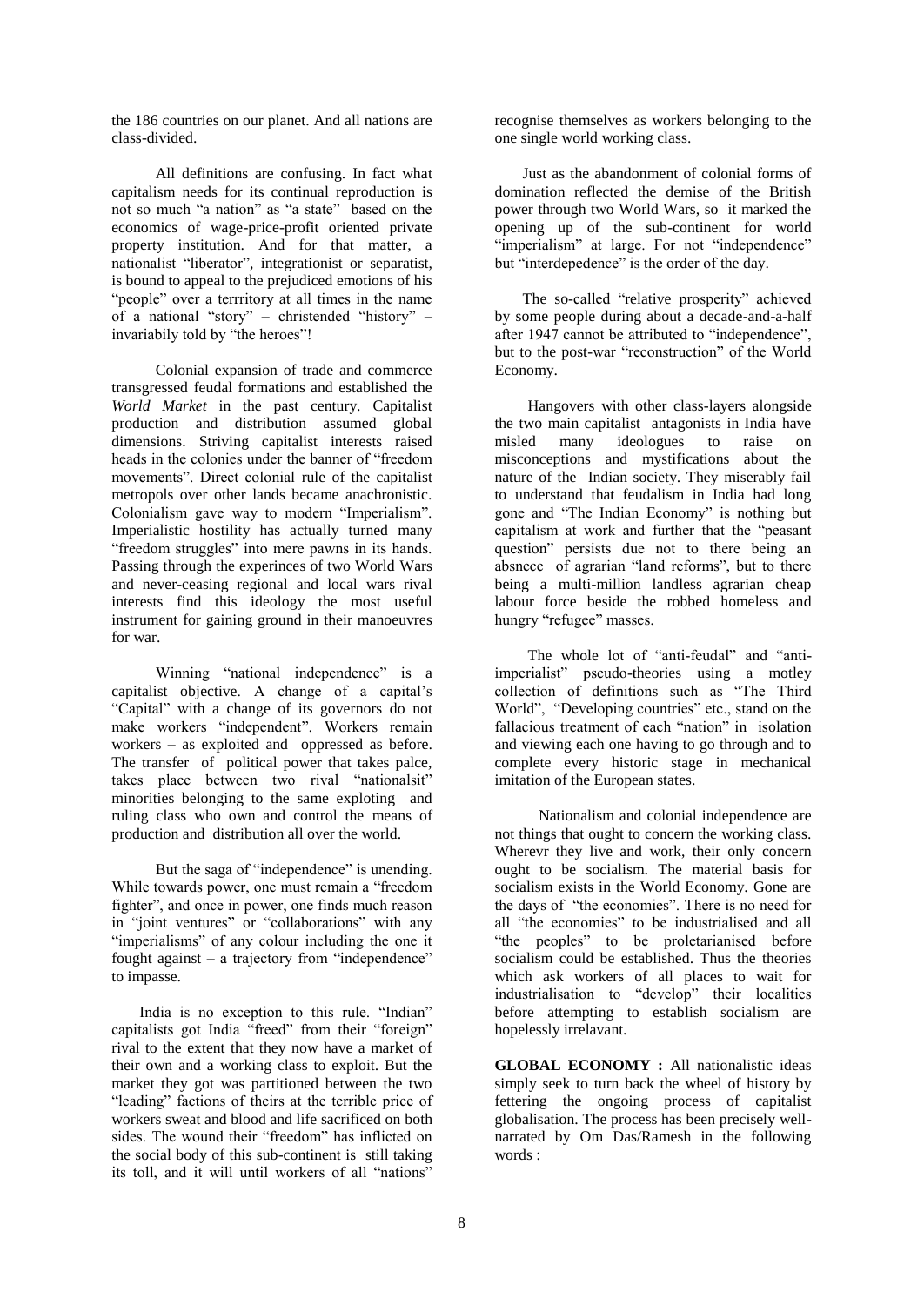the 186 countries on our planet. And all nations are class-divided.

All definitions are confusing. In fact what capitalism needs for its continual reproduction is not so much "a nation" as "a state" based on the economics of wage-price-profit oriented private property institution. And for that matter, a nationalist "liberator", integrationist or separatist, is bound to appeal to the prejudiced emotions of his "people" over a terrritory at all times in the name of a national "story" – christended "history" – invariably told by "the heroes"!

Colonial expansion of trade and commerce transgressed feudal formations and established the *World Market* in the past century. Capitalist production and distribution assumed global dimensions. Striving capitalist interests raised heads in the colonies under the banner of "freedom movements". Direct colonial rule of the capitalist metropols over other lands became anachronistic. Colonialism gave way to modern "Imperialism". Imperialistic hostility has actually turned many "freedom struggles" into mere pawns in its hands. Passing through the experinces of two World Wars and never-ceasing regional and local wars rival interests find this ideology the most useful instrument for gaining ground in their manoeuvres for war.

Winning "national independence" is a capitalist objective. A change of a capital's "Capital" with a change of its governors do not make workers "independent". Workers remain workers – as exploited and oppressed as before. The transfer of political power that takes palce, takes place between two rival "nationalsit" minorities belonging to the same exploting and ruling class who own and control the means of production and distribution all over the world.

But the saga of "independence" is unending. While towards power, one must remain a "freedom fighter", and once in power, one finds much reason in "joint ventures" or "collaborations" with any "imperialisms" of any colour including the one it fought against – a trajectory from "independence" to impasse.

India is no exception to this rule. "Indian" capitalists got India "freed" from their "foreign" rival to the extent that they now have a market of their own and a working class to exploit. But the market they got was partitioned between the two "leading" factions of theirs at the terrible price of workers sweat and blood and life sacrificed on both sides. The wound their "freedom" has inflicted on the social body of this sub-continent is still taking its toll, and it will until workers of all "nations" recognise themselves as workers belonging to the one single world working class.

Just as the abandonment of colonial forms of domination reflected the demise of the British power through two World Wars, so it marked the opening up of the sub-continent for world "imperialism" at large. For not "independence" but "interdepedence" is the order of the day.

The so-called "relative prosperity" achieved by some people during about a decade-and-a-half after 1947 cannot be attributed to "independence", but to the post-war "reconstruction" of the World Economy.

Hangovers with other class-layers alongside the two main capitalist antagonists in India have misled many ideologues to raise on misconceptions and mystifications about the nature of the Indian society. They miserably fail to understand that feudalism in India had long gone and "The Indian Economy" is nothing but capitalism at work and further that the "peasant question" persists due not to there being an absnece of agrarian "land reforms", but to there being a multi-million landless agrarian cheap labour force beside the robbed homeless and hungry "refugee" masses.

The whole lot of "anti-feudal" and "anti-imperialist" pseudo-theories using a motley collection of definitions such as "The Third World", "Developing countries" etc., stand on the fallacious treatment of each "nation" in isolation and viewing each one having to go through and to complete every historic stage in mechanical imitation of the European states.

Nationalism and colonial independence are not things that ought to concern the working class. Wherevr they live and work, their only concern ought to be socialism. The material basis for socialism exists in the World Economy. Gone are the days of "the economies". There is no need for all "the economies" to be industrialised and all "the peoples" to be proletarianised before socialism could be established. Thus the theories which ask workers of all places to wait for industrialisation to "develop" their localities before attempting to establish socialism are hopelessly irrelavant.

**GLOBAL ECONOMY :** All nationalistic ideas simply seek to turn back the wheel of history by fettering the ongoing process of capitalist globalisation. The process has been precisely well-narrated by Om Das/Ramesh in the following words :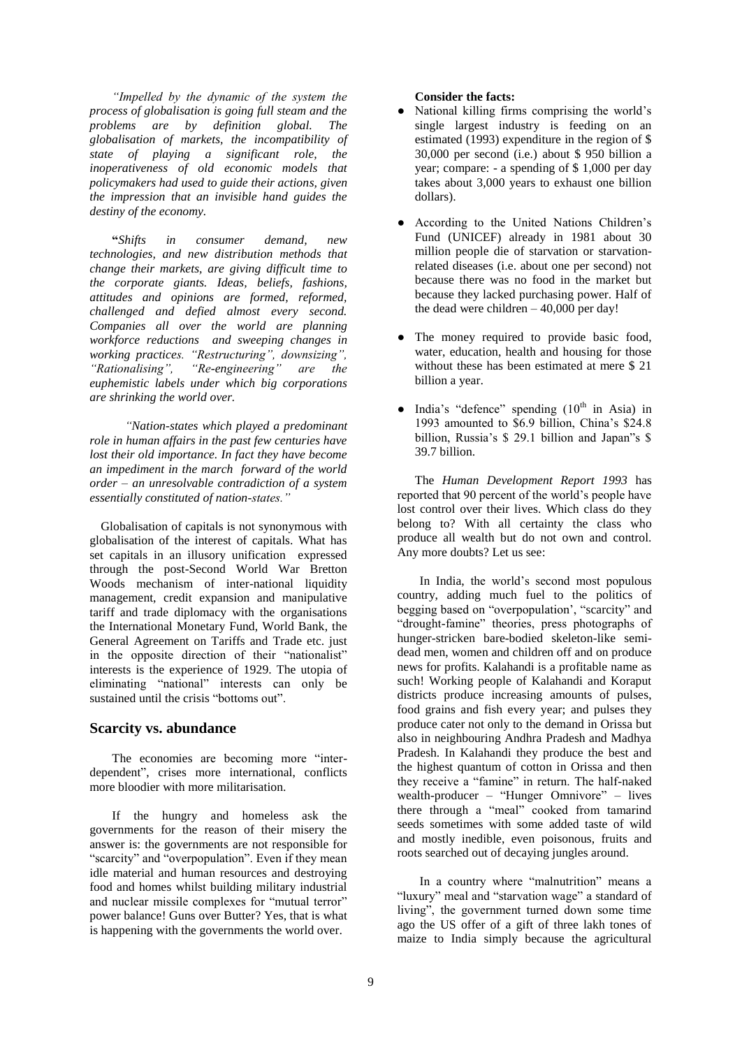*"Impelled by the dynamic of the system the process of globalisation is going full steam and the problems are by definition global. The globalisation of markets, the incompatibility of state of playing a significant role, the inoperativeness of old economic models that policymakers had used to guide their actions, given the impression that an invisible hand guides the destiny of the economy.*

**"***Shifts in consumer demand, new technologies, and new distribution methods that change their markets, are giving difficult time to the corporate giants. Ideas, beliefs, fashions, attitudes and opinions are formed, reformed, challenged and defied almost every second. Companies all over the world are planning workforce reductions and sweeping changes in working practices. "Restructuring", downsizing", "Rationalising", "Re-engineering" are the euphemistic labels under which big corporations are shrinking the world over.*

*"Nation-states which played a predominant role in human affairs in the past few centuries have lost their old importance. In fact they have become an impediment in the march forward of the world order – an unresolvable contradiction of a system essentially constituted of nation-states."*

Globalisation of capitals is not synonymous with globalisation of the interest of capitals. What has set capitals in an illusory unification expressed through the post-Second World War Bretton Woods mechanism of inter-national liquidity management, credit expansion and manipulative tariff and trade diplomacy with the organisations the International Monetary Fund, World Bank, the General Agreement on Tariffs and Trade etc. just in the opposite direction of their "nationalist" interests is the experience of 1929. The utopia of eliminating "national" interests can only be sustained until the crisis "bottoms out".

## Scarcity vs. abundance

The economies are becoming more "inter-dependent", crises more international, conflicts more bloodier with more militarisation.

If the hungry and homeless ask the governments for the reason of their misery the answer is: the governments are not responsible for "scarcity" and "overpopulation". Even if they mean idle material and human resources and destroying food and homes whilst building military industrial and nuclear missile complexes for "mutual terror" power balance! Guns over Butter? Yes, that is what is happening with the governments the world over.

**Consider the facts:**

- National killing firms comprising the world's single largest industry is feeding on an estimated (1993) expenditure in the region of $ 30,000 per second (i.e.) about $ 950 billion a year; compare: - a spending of $ 1,000 per day takes about 3,000 years to exhaust one billion dollars).
- According to the United Nations Children's Fund (UNICEF) already in 1981 about 30 million people die of starvation or starvation-related diseases (i.e. about one per second) not because there was no food in the market but because they lacked purchasing power. Half of the dead were children – 40,000 per day!
- The money required to provide basic food, water, education, health and housing for those without these has been estimated at mere $ 21 billion a year.
- India's "defence" spending (10th in Asia) in 1993 amounted to $6.9 billion, China's $24.8 billion, Russia's $ 29.1 billion and Japan"s $ 39.7 billion.

The *Human Development Report 1993* has reported that 90 percent of the world's people have lost control over their lives. Which class do they belong to? With all certainty the class who produce all wealth but do not own and control. Any more doubts? Let us see:

In India, the world's second most populous country, adding much fuel to the politics of begging based on "overpopulation', "scarcity" and "drought-famine" theories, press photographs of hunger-stricken bare-bodied skeleton-like semi-dead men, women and children off and on produce news for profits. Kalahandi is a profitable name as such! Working people of Kalahandi and Koraput districts produce increasing amounts of pulses, food grains and fish every year; and pulses they produce cater not only to the demand in Orissa but also in neighbouring Andhra Pradesh and Madhya Pradesh. In Kalahandi they produce the best and the highest quantum of cotton in Orissa and then they receive a "famine" in return. The half-naked wealth-producer – "Hunger Omnivore" – lives there through a "meal" cooked from tamarind seeds sometimes with some added taste of wild and mostly inedible, even poisonous, fruits and roots searched out of decaying jungles around.

In a country where "malnutrition" means a "luxury" meal and "starvation wage" a standard of living", the government turned down some time ago the US offer of a gift of three lakh tones of maize to India simply because the agricultural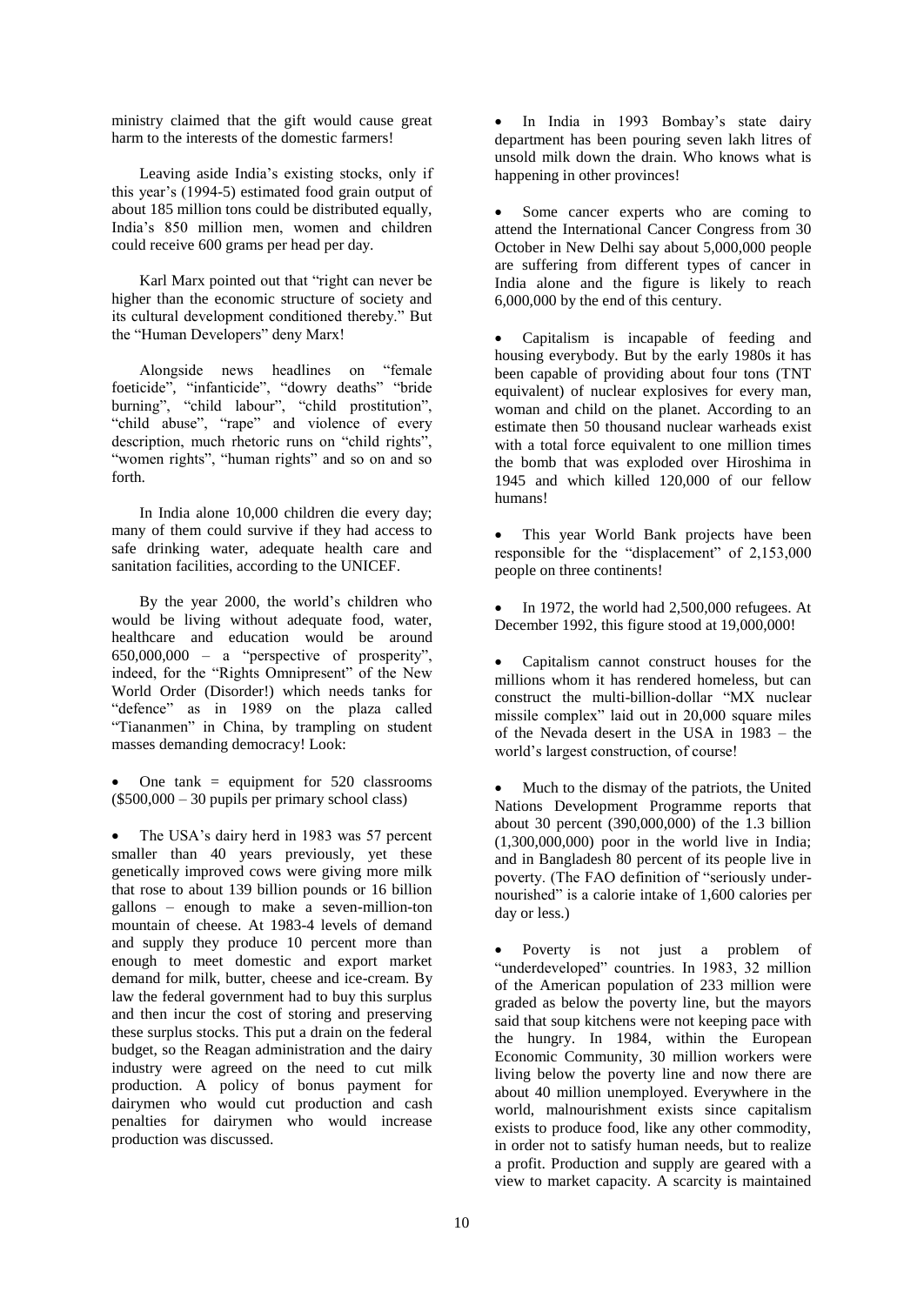ministry claimed that the gift would cause great harm to the interests of the domestic farmers!

Leaving aside India's existing stocks, only if this year's (1994-5) estimated food grain output of about 185 million tons could be distributed equally, India's 850 million men, women and children could receive 600 grams per head per day.

Karl Marx pointed out that "right can never be higher than the economic structure of society and its cultural development conditioned thereby." But the "Human Developers" deny Marx!

Alongside news headlines on "female foeticide", "infanticide", "dowry deaths" "bride burning", "child labour", "child prostitution", "child abuse", "rape" and violence of every description, much rhetoric runs on "child rights", "women rights", "human rights" and so on and so forth.

In India alone 10,000 children die every day; many of them could survive if they had access to safe drinking water, adequate health care and sanitation facilities, according to the UNICEF.

By the year 2000, the world's children who would be living without adequate food, water, healthcare and education would be around 650,000,000 – a "perspective of prosperity", indeed, for the "Rights Omnipresent" of the New World Order (Disorder!) which needs tanks for "defence" as in 1989 on the plaza called "Tiananmen" in China, by trampling on student masses demanding democracy! Look:

- One tank = equipment for 520 classrooms ($500,000 – 30 pupils per primary school class)
- The USA's dairy herd in 1983 was 57 percent smaller than 40 years previously, yet these genetically improved cows were giving more milk that rose to about 139 billion pounds or 16 billion gallons – enough to make a seven-million-ton mountain of cheese. At 1983-4 levels of demand and supply they produce 10 percent more than enough to meet domestic and export market demand for milk, butter, cheese and ice-cream. By law the federal government had to buy this surplus and then incur the cost of storing and preserving these surplus stocks. This put a drain on the federal budget, so the Reagan administration and the dairy industry were agreed on the need to cut milk production. A policy of bonus payment for dairymen who would cut production and cash penalties for dairymen who would increase production was discussed.
- In India in 1993 Bombay's state dairy department has been pouring seven lakh litres of unsold milk down the drain. Who knows what is happening in other provinces!
- Some cancer experts who are coming to attend the International Cancer Congress from 30 October in New Delhi say about 5,000,000 people are suffering from different types of cancer in India alone and the figure is likely to reach 6,000,000 by the end of this century.
- Capitalism is incapable of feeding and housing everybody. But by the early 1980s it has been capable of providing about four tons (TNT equivalent) of nuclear explosives for every man, woman and child on the planet. According to an estimate then 50 thousand nuclear warheads exist with a total force equivalent to one million times the bomb that was exploded over Hiroshima in 1945 and which killed 120,000 of our fellow humans!
- This year World Bank projects have been responsible for the "displacement" of 2,153,000 people on three continents!
- In 1972, the world had 2,500,000 refugees. At December 1992, this figure stood at 19,000,000!
- Capitalism cannot construct houses for the millions whom it has rendered homeless, but can construct the multi-billion-dollar "MX nuclear missile complex" laid out in 20,000 square miles of the Nevada desert in the USA in 1983 – the world's largest construction, of course!
- Much to the dismay of the patriots, the United Nations Development Programme reports that about 30 percent (390,000,000) of the 1.3 billion (1,300,000,000) poor in the world live in India; and in Bangladesh 80 percent of its people live in poverty. (The FAO definition of "seriously under-nourished" is a calorie intake of 1,600 calories per day or less.)
- Poverty is not just a problem of "underdeveloped" countries. In 1983, 32 million of the American population of 233 million were graded as below the poverty line, but the mayors said that soup kitchens were not keeping pace with the hungry. In 1984, within the European Economic Community, 30 million workers were living below the poverty line and now there are about 40 million unemployed. Everywhere in the world, malnourishment exists since capitalism exists to produce food, like any other commodity, in order not to satisfy human needs, but to realize a profit. Production and supply are geared with a view to market capacity. A scarcity is maintained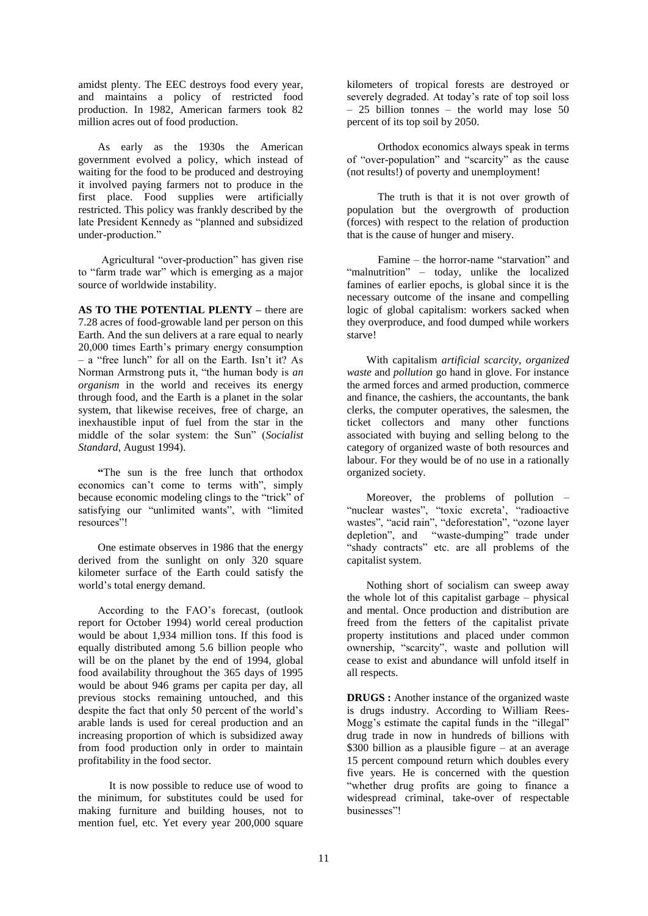amidst plenty. The EEC destroys food every year, and maintains a policy of restricted food production. In 1982, American farmers took 82 million acres out of food production.

As early as the 1930s the American government evolved a policy, which instead of waiting for the food to be produced and destroying it involved paying farmers not to produce in the first place. Food supplies were artificially restricted. This policy was frankly described by the late President Kennedy as "planned and subsidized under-production."

Agricultural "over-production" has given rise to "farm trade war" which is emerging as a major source of worldwide instability.

**AS TO THE POTENTIAL PLENTY –** there are 7.28 acres of food-growable land per person on this Earth. And the sun delivers at a rare equal to nearly 20,000 times Earth's primary energy consumption – a "free lunch" for all on the Earth. Isn't it? As Norman Armstrong puts it, "the human body is *an organism* in the world and receives its energy through food, and the Earth is a planet in the solar system, that likewise receives, free of charge, an inexhaustible input of fuel from the star in the middle of the solar system: the Sun" (*Socialist Standard*, August 1994).

**"**The sun is the free lunch that orthodox economics can't come to terms with", simply because economic modeling clings to the "trick" of satisfying our "unlimited wants", with "limited resources"!

One estimate observes in 1986 that the energy derived from the sunlight on only 320 square kilometer surface of the Earth could satisfy the world's total energy demand.

According to the FAO's forecast, (outlook report for October 1994) world cereal production would be about 1,934 million tons. If this food is equally distributed among 5.6 billion people who will be on the planet by the end of 1994, global food availability throughout the 365 days of 1995 would be about 946 grams per capita per day, all previous stocks remaining untouched, and this despite the fact that only 50 percent of the world's arable lands is used for cereal production and an increasing proportion of which is subsidized away from food production only in order to maintain profitability in the food sector.

It is now possible to reduce use of wood to the minimum, for substitutes could be used for making furniture and building houses, not to mention fuel, etc. Yet every year 200,000 square kilometers of tropical forests are destroyed or severely degraded. At today's rate of top soil loss – 25 billion tonnes – the world may lose 50 percent of its top soil by 2050.

Orthodox economics always speak in terms of "over-population" and "scarcity" as the cause (not results!) of poverty and unemployment!

The truth is that it is not over growth of population but the overgrowth of production (forces) with respect to the relation of production that is the cause of hunger and misery.

Famine – the horror-name "starvation" and "malnutrition" – today, unlike the localized famines of earlier epochs, is global since it is the necessary outcome of the insane and compelling logic of global capitalism: workers sacked when they overproduce, and food dumped while workers starve!

With capitalism *artificial scarcity*, *organized waste* and *pollution* go hand in glove. For instance the armed forces and armed production, commerce and finance, the cashiers, the accountants, the bank clerks, the computer operatives, the salesmen, the ticket collectors and many other functions associated with buying and selling belong to the category of organized waste of both resources and labour. For they would be of no use in a rationally organized society.

Moreover, the problems of pollution – "nuclear wastes", "toxic excreta', "radioactive wastes", "acid rain", "deforestation", "ozone layer depletion", and "waste-dumping" trade under "shady contracts" etc. are all problems of the capitalist system.

Nothing short of socialism can sweep away the whole lot of this capitalist garbage – physical and mental. Once production and distribution are freed from the fetters of the capitalist private property institutions and placed under common ownership, "scarcity", waste and pollution will cease to exist and abundance will unfold itself in all respects.

**DRUGS :** Another instance of the organized waste is drugs industry. According to William Rees-Mogg's estimate the capital funds in the "illegal" drug trade in now in hundreds of billions with $300 billion as a plausible figure – at an average 15 percent compound return which doubles every five years. He is concerned with the question "whether drug profits are going to finance a widespread criminal, take-over of respectable businesses"!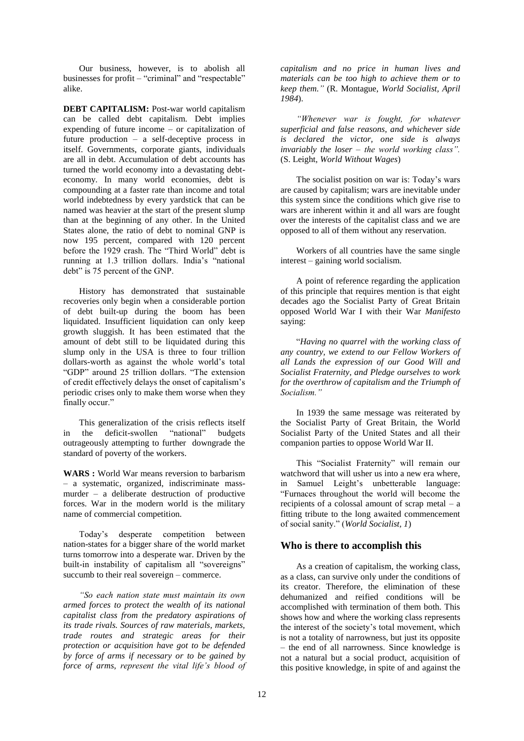Our business, however, is to abolish all businesses for profit – "criminal" and "respectable" alike.

**DEBT CAPITALISM:** Post-war world capitalism can be called debt capitalism. Debt implies expending of future income – or capitalization of future production – a self-deceptive process in itself. Governments, corporate giants, individuals are all in debt. Accumulation of debt accounts has turned the world economy into a devastating debt-economy. In many world economies, debt is compounding at a faster rate than income and total world indebtedness by every yardstick that can be named was heavier at the start of the present slump than at the beginning of any other. In the United States alone, the ratio of debt to nominal GNP is now 195 percent, compared with 120 percent before the 1929 crash. The "Third World" debt is running at 1.3 trillion dollars. India's "national debt" is 75 percent of the GNP.

History has demonstrated that sustainable recoveries only begin when a considerable portion of debt built-up during the boom has been liquidated. Insufficient liquidation can only keep growth sluggish. It has been estimated that the amount of debt still to be liquidated during this slump only in the USA is three to four trillion dollars-worth as against the whole world's total "GDP" around 25 trillion dollars. "The extension of credit effectively delays the onset of capitalism's periodic crises only to make them worse when they finally occur."

This generalization of the crisis reflects itself in the deficit-swollen "national" budgets outrageously attempting to further downgrade the standard of poverty of the workers.

**WARS :** World War means reversion to barbarism – a systematic, organized, indiscriminate mass-murder – a deliberate destruction of productive forces. War in the modern world is the military name of commercial competition.

Today's desperate competition between nation-states for a bigger share of the world market turns tomorrow into a desperate war. Driven by the built-in instability of capitalism all "sovereigns" succumb to their real sovereign – commerce.

*"So each nation state must maintain its own armed forces to protect the wealth of its national capitalist class from the predatory aspirations of its trade rivals. Sources of raw materials, markets, trade routes and strategic areas for their protection or acquisition have got to be defended by force of arms if necessary or to be gained by force of arms, represent the vital life's blood of capitalism and no price in human lives and materials can be too high to achieve them or to keep them."* (R. Montague, *World Socialist, April 1984*).

*"Whenever war is fought, for whatever superficial and false reasons, and whichever side is declared the victor, one side is always invariably the loser – the world working class".* (S. Leight, *World Without Wages*)

The socialist position on war is: Today's wars are caused by capitalism; wars are inevitable under this system since the conditions which give rise to wars are inherent within it and all wars are fought over the interests of the capitalist class and we are opposed to all of them without any reservation.

Workers of all countries have the same single interest – gaining world socialism.

A point of reference regarding the application of this principle that requires mention is that eight decades ago the Socialist Party of Great Britain opposed World War I with their War *Manifesto* saying:

"*Having no quarrel with the working class of any country, we extend to our Fellow Workers of all Lands the expression of our Good Will and Socialist Fraternity, and Pledge ourselves to work for the overthrow of capitalism and the Triumph of Socialism."*

In 1939 the same message was reiterated by the Socialist Party of Great Britain, the World Socialist Party of the United States and all their companion parties to oppose World War II.

This "Socialist Fraternity" will remain our watchword that will usher us into a new era where, in Samuel Leight's unbetterable language: "Furnaces throughout the world will become the recipients of a colossal amount of scrap metal – a fitting tribute to the long awaited commencement of social sanity." (*World Socialist, 1*)

## Who is there to accomplish this

As a creation of capitalism, the working class, as a class, can survive only under the conditions of its creator. Therefore, the elimination of these dehumanized and reified conditions will be accomplished with termination of them both. This shows how and where the working class represents the interest of the society's total movement, which is not a totality of narrowness, but just its opposite – the end of all narrowness. Since knowledge is not a natural but a social product, acquisition of this positive knowledge, in spite of and against the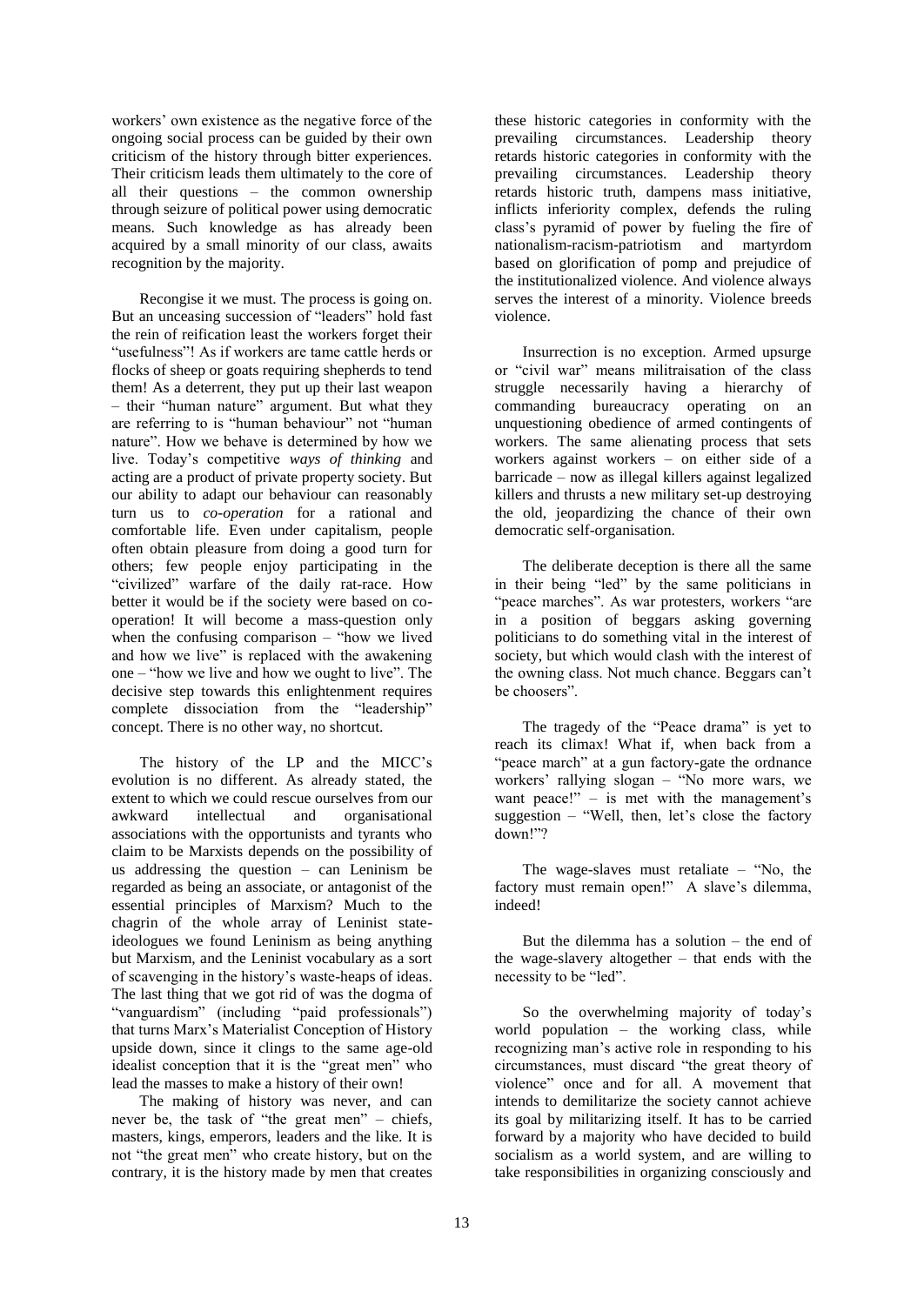workers' own existence as the negative force of the ongoing social process can be guided by their own criticism of the history through bitter experiences. Their criticism leads them ultimately to the core of all their questions – the common ownership through seizure of political power using democratic means. Such knowledge as has already been acquired by a small minority of our class, awaits recognition by the majority.

Recongise it we must. The process is going on. But an unceasing succession of "leaders" hold fast the rein of reification least the workers forget their "usefulness"! As if workers are tame cattle herds or flocks of sheep or goats requiring shepherds to tend them! As a deterrent, they put up their last weapon – their "human nature" argument. But what they are referring to is "human behaviour" not "human nature". How we behave is determined by how we live. Today's competitive *ways of thinking* and acting are a product of private property society. But our ability to adapt our behaviour can reasonably turn us to *co-operation* for a rational and comfortable life. Even under capitalism, people often obtain pleasure from doing a good turn for others; few people enjoy participating in the "civilized" warfare of the daily rat-race. How better it would be if the society were based on co-operation! It will become a mass-question only when the confusing comparison – "how we lived and how we live" is replaced with the awakening one – "how we live and how we ought to live". The decisive step towards this enlightenment requires complete dissociation from the "leadership" concept. There is no other way, no shortcut.

The history of the LP and the MICC's evolution is no different. As already stated, the extent to which we could rescue ourselves from our awkward intellectual and organisational associations with the opportunists and tyrants who claim to be Marxists depends on the possibility of us addressing the question – can Leninism be regarded as being an associate, or antagonist of the essential principles of Marxism? Much to the chagrin of the whole array of Leninist state-ideologues we found Leninism as being anything but Marxism, and the Leninist vocabulary as a sort of scavenging in the history's waste-heaps of ideas. The last thing that we got rid of was the dogma of "vanguardism" (including "paid professionals") that turns Marx's Materialist Conception of History upside down, since it clings to the same age-old idealist conception that it is the "great men" who lead the masses to make a history of their own!

The making of history was never, and can never be, the task of "the great men" – chiefs, masters, kings, emperors, leaders and the like. It is not "the great men" who create history, but on the contrary, it is the history made by men that creates these historic categories in conformity with the prevailing circumstances. Leadership theory retards historic categories in conformity with the prevailing circumstances. Leadership theory retards historic truth, dampens mass initiative, inflicts inferiority complex, defends the ruling class's pyramid of power by fueling the fire of nationalism-racism-patriotism and martyrdom based on glorification of pomp and prejudice of the institutionalized violence. And violence always serves the interest of a minority. Violence breeds violence.

Insurrection is no exception. Armed upsurge or "civil war" means militraisation of the class struggle necessarily having a hierarchy of commanding bureaucracy operating on an unquestioning obedience of armed contingents of workers. The same alienating process that sets workers against workers – on either side of a barricade – now as illegal killers against legalized killers and thrusts a new military set-up destroying the old, jeopardizing the chance of their own democratic self-organisation.

The deliberate deception is there all the same in their being "led" by the same politicians in "peace marches". As war protesters, workers "are in a position of beggars asking governing politicians to do something vital in the interest of society, but which would clash with the interest of the owning class. Not much chance. Beggars can't be choosers".

The tragedy of the "Peace drama" is yet to reach its climax! What if, when back from a "peace march" at a gun factory-gate the ordnance workers' rallying slogan – "No more wars, we want peace!" – is met with the management's suggestion – "Well, then, let's close the factory down!"?

The wage-slaves must retaliate – "No, the factory must remain open!" A slave's dilemma, indeed!

But the dilemma has a solution – the end of the wage-slavery altogether – that ends with the necessity to be "led".

So the overwhelming majority of today's world population – the working class, while recognizing man's active role in responding to his circumstances, must discard "the great theory of violence" once and for all. A movement that intends to demilitarize the society cannot achieve its goal by militarizing itself. It has to be carried forward by a majority who have decided to build socialism as a world system, and are willing to take responsibilities in organizing consciously and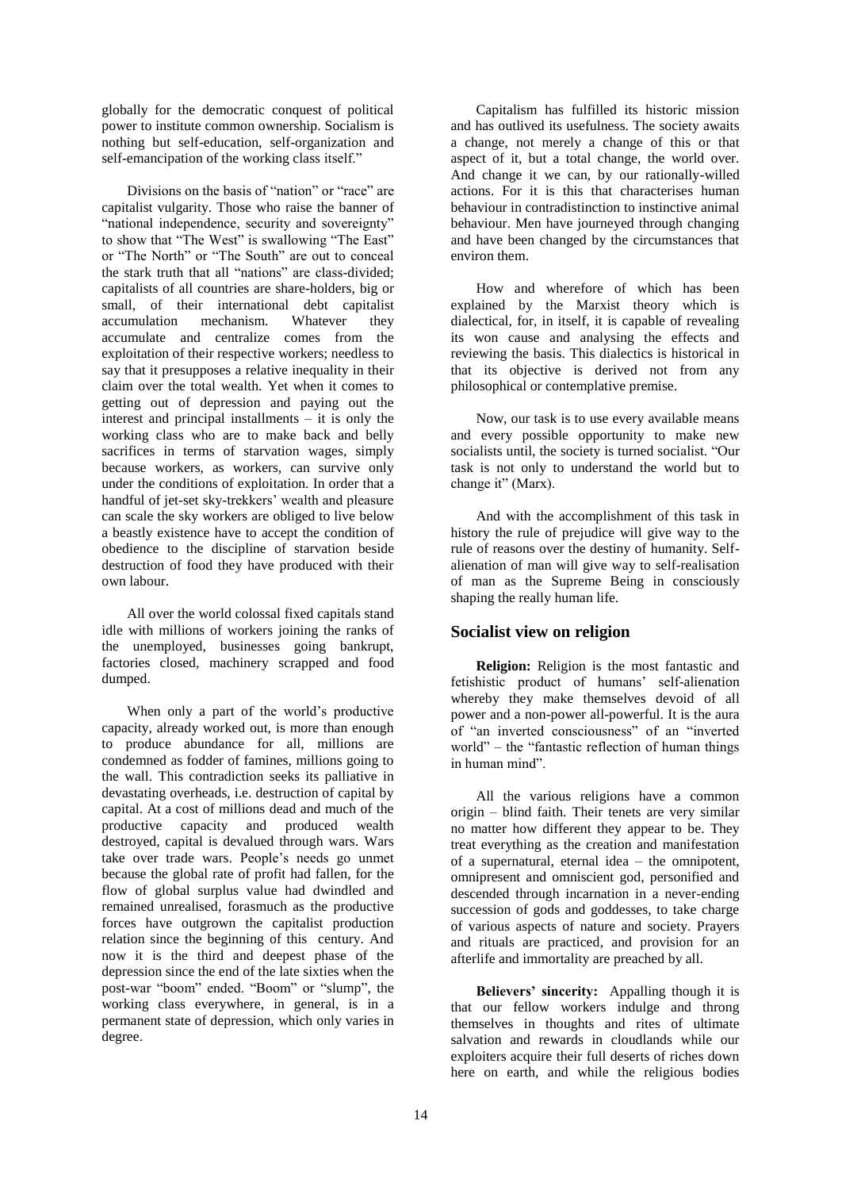globally for the democratic conquest of political power to institute common ownership. Socialism is nothing but self-education, self-organization and self-emancipation of the working class itself."

Divisions on the basis of "nation" or "race" are capitalist vulgarity. Those who raise the banner of "national independence, security and sovereignty" to show that "The West" is swallowing "The East" or "The North" or "The South" are out to conceal the stark truth that all "nations" are class-divided; capitalists of all countries are share-holders, big or small, of their international debt capitalist accumulation mechanism. Whatever they accumulate and centralize comes from the exploitation of their respective workers; needless to say that it presupposes a relative inequality in their claim over the total wealth. Yet when it comes to getting out of depression and paying out the interest and principal installments – it is only the working class who are to make back and belly sacrifices in terms of starvation wages, simply because workers, as workers, can survive only under the conditions of exploitation. In order that a handful of jet-set sky-trekkers' wealth and pleasure can scale the sky workers are obliged to live below a beastly existence have to accept the condition of obedience to the discipline of starvation beside destruction of food they have produced with their own labour.

All over the world colossal fixed capitals stand idle with millions of workers joining the ranks of the unemployed, businesses going bankrupt, factories closed, machinery scrapped and food dumped.

When only a part of the world's productive capacity, already worked out, is more than enough to produce abundance for all, millions are condemned as fodder of famines, millions going to the wall. This contradiction seeks its palliative in devastating overheads, i.e. destruction of capital by capital. At a cost of millions dead and much of the productive capacity and produced wealth destroyed, capital is devalued through wars. Wars take over trade wars. People's needs go unmet because the global rate of profit had fallen, for the flow of global surplus value had dwindled and remained unrealised, forasmuch as the productive forces have outgrown the capitalist production relation since the beginning of this century. And now it is the third and deepest phase of the depression since the end of the late sixties when the post-war "boom" ended. "Boom" or "slump", the working class everywhere, in general, is in a permanent state of depression, which only varies in degree.

Capitalism has fulfilled its historic mission and has outlived its usefulness. The society awaits a change, not merely a change of this or that aspect of it, but a total change, the world over. And change it we can, by our rationally-willed actions. For it is this that characterises human behaviour in contradistinction to instinctive animal behaviour. Men have journeyed through changing and have been changed by the circumstances that environ them.

How and wherefore of which has been explained by the Marxist theory which is dialectical, for, in itself, it is capable of revealing its won cause and analysing the effects and reviewing the basis. This dialectics is historical in that its objective is derived not from any philosophical or contemplative premise.

Now, our task is to use every available means and every possible opportunity to make new socialists until, the society is turned socialist. "Our task is not only to understand the world but to change it" (Marx).

And with the accomplishment of this task in history the rule of prejudice will give way to the rule of reasons over the destiny of humanity. Self-alienation of man will give way to self-realisation of man as the Supreme Being in consciously shaping the really human life.

## Socialist view on religion

**Religion:** Religion is the most fantastic and fetishistic product of humans' self-alienation whereby they make themselves devoid of all power and a non-power all-powerful. It is the aura of "an inverted consciousness" of an "inverted world" – the "fantastic reflection of human things in human mind".

All the various religions have a common origin – blind faith. Their tenets are very similar no matter how different they appear to be. They treat everything as the creation and manifestation of a supernatural, eternal idea – the omnipotent, omnipresent and omniscient god, personified and descended through incarnation in a never-ending succession of gods and goddesses, to take charge of various aspects of nature and society. Prayers and rituals are practiced, and provision for an afterlife and immortality are preached by all.

**Believers' sincerity:** Appalling though it is that our fellow workers indulge and throng themselves in thoughts and rites of ultimate salvation and rewards in cloudlands while our exploiters acquire their full deserts of riches down here on earth, and while the religious bodies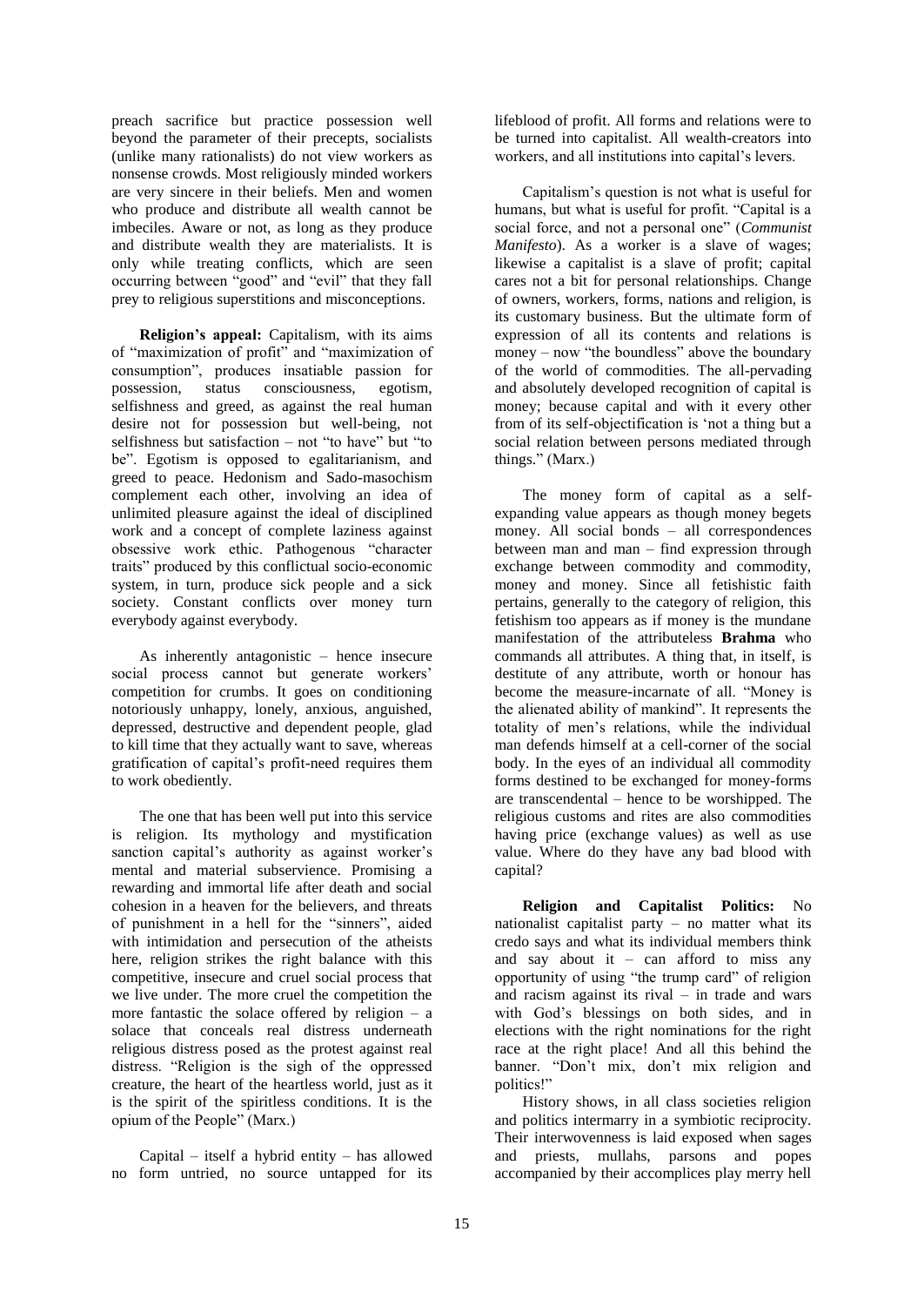preach sacrifice but practice possession well beyond the parameter of their precepts, socialists (unlike many rationalists) do not view workers as nonsense crowds. Most religiously minded workers are very sincere in their beliefs. Men and women who produce and distribute all wealth cannot be imbeciles. Aware or not, as long as they produce and distribute wealth they are materialists. It is only while treating conflicts, which are seen occurring between "good" and "evil" that they fall prey to religious superstitions and misconceptions.

**Religion's appeal:** Capitalism, with its aims of "maximization of profit" and "maximization of consumption", produces insatiable passion for possession, status consciousness, egotism, selfishness and greed, as against the real human desire not for possession but well-being, not selfishness but satisfaction – not "to have" but "to be". Egotism is opposed to egalitarianism, and greed to peace. Hedonism and Sado-masochism complement each other, involving an idea of unlimited pleasure against the ideal of disciplined work and a concept of complete laziness against obsessive work ethic. Pathogenous "character traits" produced by this conflictual socio-economic system, in turn, produce sick people and a sick society. Constant conflicts over money turn everybody against everybody.

As inherently antagonistic – hence insecure social process cannot but generate workers' competition for crumbs. It goes on conditioning notoriously unhappy, lonely, anxious, anguished, depressed, destructive and dependent people, glad to kill time that they actually want to save, whereas gratification of capital's profit-need requires them to work obediently.

The one that has been well put into this service is religion. Its mythology and mystification sanction capital's authority as against worker's mental and material subservience. Promising a rewarding and immortal life after death and social cohesion in a heaven for the believers, and threats of punishment in a hell for the "sinners", aided with intimidation and persecution of the atheists here, religion strikes the right balance with this competitive, insecure and cruel social process that we live under. The more cruel the competition the more fantastic the solace offered by religion – a solace that conceals real distress underneath religious distress posed as the protest against real distress. "Religion is the sigh of the oppressed creature, the heart of the heartless world, just as it is the spirit of the spiritless conditions. It is the opium of the People" (Marx.)

Capital – itself a hybrid entity – has allowed no form untried, no source untapped for its lifeblood of profit. All forms and relations were to be turned into capitalist. All wealth-creators into workers, and all institutions into capital's levers.

Capitalism's question is not what is useful for humans, but what is useful for profit. "Capital is a social force, and not a personal one" (*Communist Manifesto*). As a worker is a slave of wages; likewise a capitalist is a slave of profit; capital cares not a bit for personal relationships. Change of owners, workers, forms, nations and religion, is its customary business. But the ultimate form of expression of all its contents and relations is money – now "the boundless" above the boundary of the world of commodities. The all-pervading and absolutely developed recognition of capital is money; because capital and with it every other from of its self-objectification is 'not a thing but a social relation between persons mediated through things." (Marx.)

The money form of capital as a self-expanding value appears as though money begets money. All social bonds – all correspondences between man and man – find expression through exchange between commodity and commodity, money and money. Since all fetishistic faith pertains, generally to the category of religion, this fetishism too appears as if money is the mundane manifestation of the attributeless **Brahma** who commands all attributes. A thing that, in itself, is destitute of any attribute, worth or honour has become the measure-incarnate of all. "Money is the alienated ability of mankind". It represents the totality of men's relations, while the individual man defends himself at a cell-corner of the social body. In the eyes of an individual all commodity forms destined to be exchanged for money-forms are transcendental – hence to be worshipped. The religious customs and rites are also commodities having price (exchange values) as well as use value. Where do they have any bad blood with capital?

**Religion and Capitalist Politics:** No nationalist capitalist party – no matter what its credo says and what its individual members think and say about it – can afford to miss any opportunity of using "the trump card" of religion and racism against its rival – in trade and wars with God's blessings on both sides, and in elections with the right nominations for the right race at the right place! And all this behind the banner. "Don't mix, don't mix religion and politics!"

History shows, in all class societies religion and politics intermarry in a symbiotic reciprocity. Their interwovenness is laid exposed when sages and priests, mullahs, parsons and popes accompanied by their accomplices play merry hell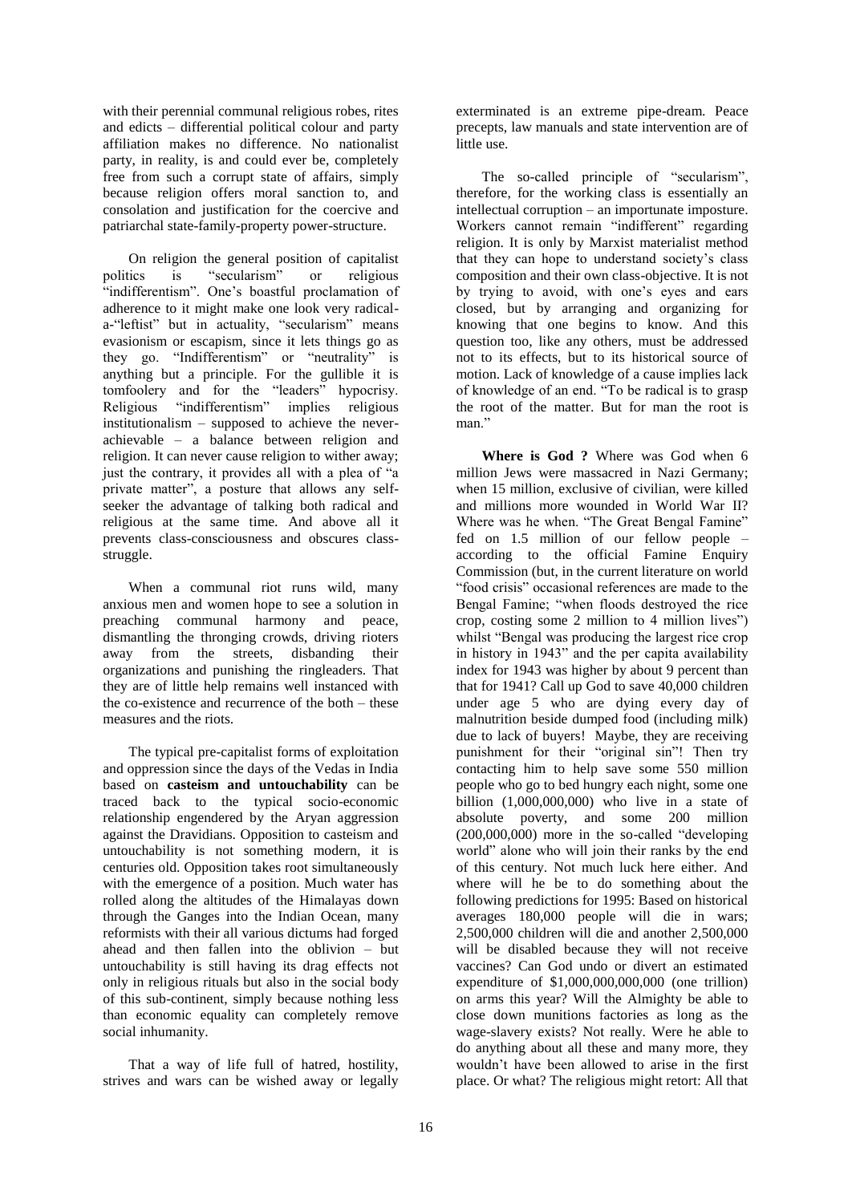with their perennial communal religious robes, rites and edicts – differential political colour and party affiliation makes no difference. No nationalist party, in reality, is and could ever be, completely free from such a corrupt state of affairs, simply because religion offers moral sanction to, and consolation and justification for the coercive and patriarchal state-family-property power-structure.

On religion the general position of capitalist politics is "secularism" or religious "indifferentism". One's boastful proclamation of adherence to it might make one look very radical-a-"leftist" but in actuality, "secularism" means evasionism or escapism, since it lets things go as they go. "Indifferentism" or "neutrality" is anything but a principle. For the gullible it is tomfoolery and for the "leaders" hypocrisy. Religious "indifferentism" implies religious institutionalism – supposed to achieve the never-achievable – a balance between religion and religion. It can never cause religion to wither away; just the contrary, it provides all with a plea of "a private matter", a posture that allows any self-seeker the advantage of talking both radical and religious at the same time. And above all it prevents class-consciousness and obscures class-struggle.

When a communal riot runs wild, many anxious men and women hope to see a solution in preaching communal harmony and peace, dismantling the thronging crowds, driving rioters away from the streets, disbanding their organizations and punishing the ringleaders. That they are of little help remains well instanced with the co-existence and recurrence of the both – these measures and the riots.

The typical pre-capitalist forms of exploitation and oppression since the days of the Vedas in India based on **casteism and untouchability** can be traced back to the typical socio-economic relationship engendered by the Aryan aggression against the Dravidians. Opposition to casteism and untouchability is not something modern, it is centuries old. Opposition takes root simultaneously with the emergence of a position. Much water has rolled along the altitudes of the Himalayas down through the Ganges into the Indian Ocean, many reformists with their all various dictums had forged ahead and then fallen into the oblivion – but untouchability is still having its drag effects not only in religious rituals but also in the social body of this sub-continent, simply because nothing less than economic equality can completely remove social inhumanity.

That a way of life full of hatred, hostility, strives and wars can be wished away or legally exterminated is an extreme pipe-dream. Peace precepts, law manuals and state intervention are of little use.

The so-called principle of "secularism", therefore, for the working class is essentially an intellectual corruption – an importunate imposture. Workers cannot remain "indifferent" regarding religion. It is only by Marxist materialist method that they can hope to understand society's class composition and their own class-objective. It is not by trying to avoid, with one's eyes and ears closed, but by arranging and organizing for knowing that one begins to know. And this question too, like any others, must be addressed not to its effects, but to its historical source of motion. Lack of knowledge of a cause implies lack of knowledge of an end. "To be radical is to grasp the root of the matter. But for man the root is man."

**Where is God ?** Where was God when 6 million Jews were massacred in Nazi Germany; when 15 million, exclusive of civilian, were killed and millions more wounded in World War II? Where was he when. "The Great Bengal Famine" fed on 1.5 million of our fellow people – according to the official Famine Enquiry Commission (but, in the current literature on world "food crisis" occasional references are made to the Bengal Famine; "when floods destroyed the rice crop, costing some 2 million to 4 million lives") whilst "Bengal was producing the largest rice crop in history in 1943" and the per capita availability index for 1943 was higher by about 9 percent than that for 1941? Call up God to save 40,000 children under age 5 who are dying every day of malnutrition beside dumped food (including milk) due to lack of buyers! Maybe, they are receiving punishment for their "original sin"! Then try contacting him to help save some 550 million people who go to bed hungry each night, some one billion (1,000,000,000) who live in a state of absolute poverty, and some 200 million (200,000,000) more in the so-called "developing world" alone who will join their ranks by the end of this century. Not much luck here either. And where will he be to do something about the following predictions for 1995: Based on historical averages 180,000 people will die in wars; 2,500,000 children will die and another 2,500,000 will be disabled because they will not receive vaccines? Can God undo or divert an estimated expenditure of $1,000,000,000,000 (one trillion) on arms this year? Will the Almighty be able to close down munitions factories as long as the wage-slavery exists? Not really. Were he able to do anything about all these and many more, they wouldn't have been allowed to arise in the first place. Or what? The religious might retort: All that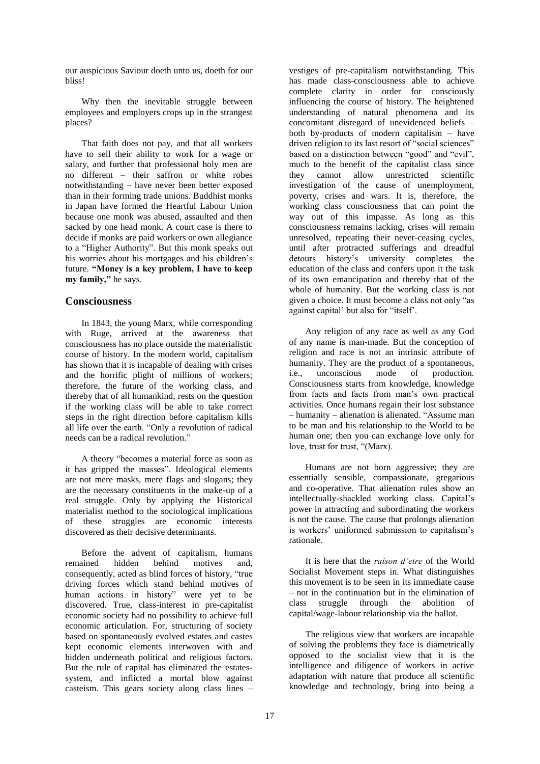our auspicious Saviour doeth unto us, doeth for our bliss!

Why then the inevitable struggle between employees and employers crops up in the strangest places?

That faith does not pay, and that all workers have to sell their ability to work for a wage or salary, and further that professional holy men are no different – their saffron or white robes notwithstanding – have never been better exposed than in their forming trade unions. Buddhist monks in Japan have formed the Heartful Labour Union because one monk was abused, assaulted and then sacked by one head monk. A court case is there to decide if monks are paid workers or own allegiance to a "Higher Authority". But this monk speaks out his worries about his mortgages and his children's future. **"Money is a key problem, I have to keep my family,"** he says.

## Consciousness

In 1843, the young Marx, while corresponding with Ruge, arrived at the awareness that consciousness has no place outside the materialistic course of history. In the modern world, capitalism has shown that it is incapable of dealing with crises and the horrific plight of millions of workers; therefore, the future of the working class, and thereby that of all humankind, rests on the question if the working class will be able to take correct steps in the right direction before capitalism kills all life over the earth. "Only a revolution of radical needs can be a radical revolution."

A theory "becomes a material force as soon as it has gripped the masses". Ideological elements are not mere masks, mere flags and slogans; they are the necessary constituents in the make-up of a real struggle. Only by applying the Historical materialist method to the sociological implications of these struggles are economic interests discovered as their decisive determinants.

Before the advent of capitalism, humans remained hidden behind motives and, consequently, acted as blind forces of history, "true driving forces which stand behind motives of human actions in history" were yet to be discovered. True, class-interest in pre-capitalist economic society had no possibility to achieve full economic articulation. For, structuring of society based on spontaneously evolved estates and castes kept economic elements interwoven with and hidden underneath political and religious factors. But the rule of capital has eliminated the estates-system, and inflicted a mortal blow against casteism. This gears society along class lines – vestiges of pre-capitalism notwithstanding. This has made class-consciousness able to achieve complete clarity in order for consciously influencing the course of history. The heightened understanding of natural phenomena and its concomitant disregard of unevidenced beliefs – both by-products of modern capitalism – have driven religion to its last resort of "social sciences" based on a distinction between "good" and "evil", much to the benefit of the capitalist class since they cannot allow unrestricted scientific investigation of the cause of unemployment, poverty, crises and wars. It is, therefore, the working class consciousness that can point the way out of this impasse. As long as this consciousness remains lacking, crises will remain unresolved, repeating their never-ceasing cycles, until after protracted sufferings and dreadful detours history's university completes the education of the class and confers upon it the task of its own emancipation and thereby that of the whole of humanity. But the working class is not given a choice. It must become a class not only "as against capital' but also for "itself'.

Any religion of any race as well as any God of any name is man-made. But the conception of religion and race is not an intrinsic attribute of humanity. They are the product of a spontaneous, i.e., unconscious mode of production. Consciousness starts from knowledge, knowledge from facts and facts from man's own practical activities. Once humans regain their lost substance – humanity – alienation is alienated. "Assume man to be man and his relationship to the World to be human one; then you can exchange love only for love, trust for trust, "(Marx).

Humans are not born aggressive; they are essentially sensible, compassionate, gregarious and co-operative. That alienation rules show an intellectually-shackled working class. Capital's power in attracting and subordinating the workers is not the cause. The cause that prolongs alienation is workers' uniformed submission to capitalism's rationale.

It is here that the *raison d'etre* of the World Socialist Movement steps in. What distinguishes this movement is to be seen in its immediate cause – not in the continuation but in the elimination of class struggle through the abolition of capital/wage-labour relationship via the ballot.

The religious view that workers are incapable of solving the problems they face is diametrically opposed to the socialist view that it is the intelligence and diligence of workers in active adaptation with nature that produce all scientific knowledge and technology, bring into being a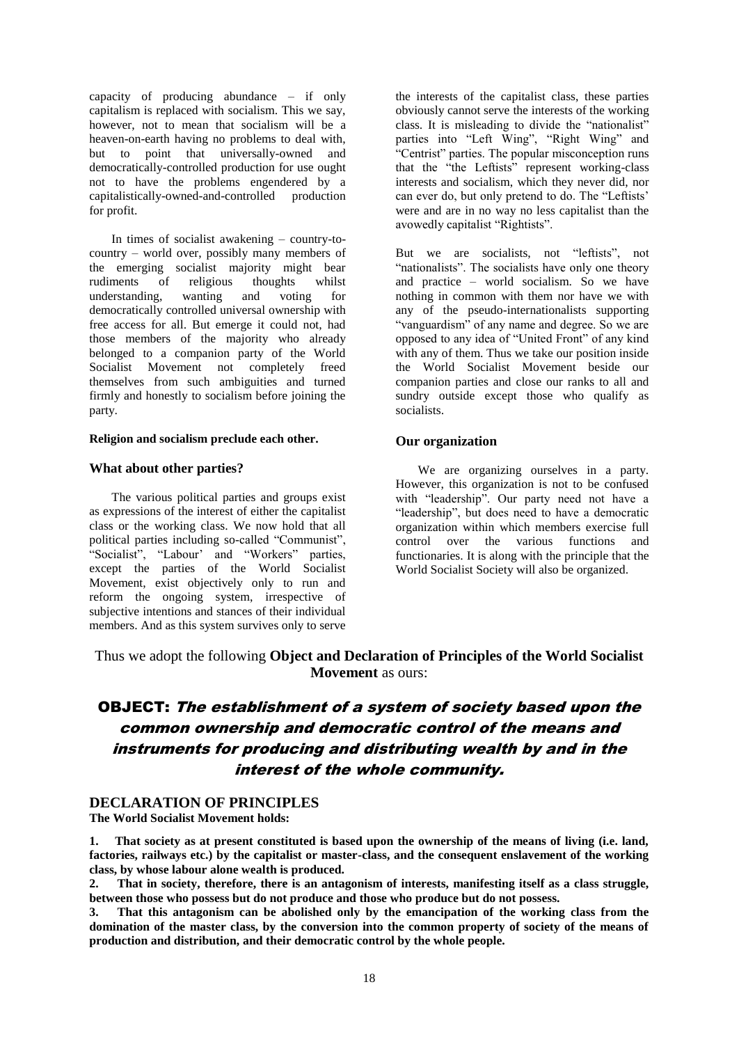capacity of producing abundance – if only capitalism is replaced with socialism. This we say, however, not to mean that socialism will be a heaven-on-earth having no problems to deal with, but to point that universally-owned and democratically-controlled production for use ought not to have the problems engendered by a capitalistically-owned-and-controlled production for profit.

In times of socialist awakening – country-to-country – world over, possibly many members of the emerging socialist majority might bear rudiments of religious thoughts whilst understanding, wanting and voting for democratically controlled universal ownership with free access for all. But emerge it could not, had those members of the majority who already belonged to a companion party of the World Socialist Movement not completely freed themselves from such ambiguities and turned firmly and honestly to socialism before joining the party.

**Religion and socialism preclude each other.**

### What about other parties?

The various political parties and groups exist as expressions of the interest of either the capitalist class or the working class. We now hold that all political parties including so-called "Communist", "Socialist", "Labour' and "Workers" parties, except the parties of the World Socialist Movement, exist objectively only to run and reform the ongoing system, irrespective of subjective intentions and stances of their individual members. And as this system survives only to serve the interests of the capitalist class, these parties obviously cannot serve the interests of the working class. It is misleading to divide the "nationalist" parties into "Left Wing", "Right Wing" and "Centrist" parties. The popular misconception runs that the "the Leftists" represent working-class interests and socialism, which they never did, nor can ever do, but only pretend to do. The "Leftists' were and are in no way no less capitalist than the avowedly capitalist "Rightists".

But we are socialists, not "leftists", not "nationalists". The socialists have only one theory and practice – world socialism. So we have nothing in common with them nor have we with any of the pseudo-internationalists supporting "vanguardism" of any name and degree. So we are opposed to any idea of "United Front" of any kind with any of them. Thus we take our position inside the World Socialist Movement beside our companion parties and close our ranks to all and sundry outside except those who qualify as socialists.

### Our organization

We are organizing ourselves in a party. However, this organization is not to be confused with "leadership". Our party need not have a "leadership", but does need to have a democratic organization within which members exercise full control over the various functions and functionaries. It is along with the principle that the World Socialist Society will also be organized.

Thus we adopt the following **Object and Declaration of Principles of the World Socialist Movement** as ours:

## OBJECT: *The establishment of a system of society based upon the common ownership and democratic control of the means and instruments for producing and distributing wealth by and in the interest of the whole community.*

### DECLARATION OF PRINCIPLES

**The World Socialist Movement holds:**

**1. That society as at present constituted is based upon the ownership of the means of living (i.e. land, factories, railways etc.) by the capitalist or master-class, and the consequent enslavement of the working class, by whose labour alone wealth is produced.**

**2. That in society, therefore, there is an antagonism of interests, manifesting itself as a class struggle, between those who possess but do not produce and those who produce but do not possess.**

**3. That this antagonism can be abolished only by the emancipation of the working class from the domination of the master class, by the conversion into the common property of society of the means of production and distribution, and their democratic control by the whole people.**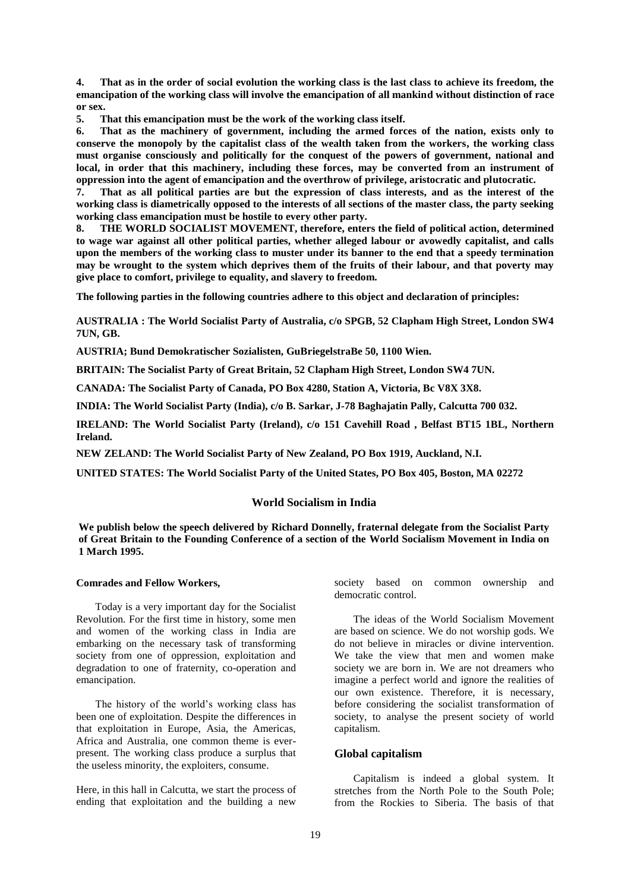**4. That as in the order of social evolution the working class is the last class to achieve its freedom, the emancipation of the working class will involve the emancipation of all mankind without distinction of race or sex.**

**5. That this emancipation must be the work of the working class itself.**

**6. That as the machinery of government, including the armed forces of the nation, exists only to conserve the monopoly by the capitalist class of the wealth taken from the workers, the working class must organise consciously and politically for the conquest of the powers of government, national and local, in order that this machinery, including these forces, may be converted from an instrument of oppression into the agent of emancipation and the overthrow of privilege, aristocratic and plutocratic.**

**7. That as all political parties are but the expression of class interests, and as the interest of the working class is diametrically opposed to the interests of all sections of the master class, the party seeking working class emancipation must be hostile to every other party.**

**8. THE WORLD SOCIALIST MOVEMENT, therefore, enters the field of political action, determined to wage war against all other political parties, whether alleged labour or avowedly capitalist, and calls upon the members of the working class to muster under its banner to the end that a speedy termination may be wrought to the system which deprives them of the fruits of their labour, and that poverty may give place to comfort, privilege to equality, and slavery to freedom.**

**The following parties in the following countries adhere to this object and declaration of principles:**

**AUSTRALIA : The World Socialist Party of Australia, c/o SPGB, 52 Clapham High Street, London SW4 7UN, GB.**

**AUSTRIA; Bund Demokratischer Sozialisten, GuBriegelstraBe 50, 1100 Wien.**

**BRITAIN: The Socialist Party of Great Britain, 52 Clapham High Street, London SW4 7UN.**

**CANADA: The Socialist Party of Canada, PO Box 4280, Station A, Victoria, Bc V8X 3X8.**

**INDIA: The World Socialist Party (India), c/o B. Sarkar, J-78 Baghajatin Pally, Calcutta 700 032.**

**IRELAND: The World Socialist Party (Ireland), c/o 151 Cavehill Road , Belfast BT15 1BL, Northern Ireland.**

**NEW ZELAND: The World Socialist Party of New Zealand, PO Box 1919, Auckland, N.I.**

**UNITED STATES: The World Socialist Party of the United States, PO Box 405, Boston, MA 02272**

## World Socialism in India

**We publish below the speech delivered by Richard Donnelly, fraternal delegate from the Socialist Party of Great Britain to the Founding Conference of a section of the World Socialism Movement in India on 1 March 1995.**

**Comrades and Fellow Workers,**

Today is a very important day for the Socialist Revolution. For the first time in history, some men and women of the working class in India are embarking on the necessary task of transforming society from one of oppression, exploitation and degradation to one of fraternity, co-operation and emancipation.

The history of the world's working class has been one of exploitation. Despite the differences in that exploitation in Europe, Asia, the Americas, Africa and Australia, one common theme is ever-present. The working class produce a surplus that the useless minority, the exploiters, consume.

Here, in this hall in Calcutta, we start the process of ending that exploitation and the building a new society based on common ownership and democratic control.

The ideas of the World Socialism Movement are based on science. We do not worship gods. We do not believe in miracles or divine intervention. We take the view that men and women make society we are born in. We are not dreamers who imagine a perfect world and ignore the realities of our own existence. Therefore, it is necessary, before considering the socialist transformation of society, to analyse the present society of world capitalism.

### Global capitalism

Capitalism is indeed a global system. It stretches from the North Pole to the South Pole; from the Rockies to Siberia. The basis of that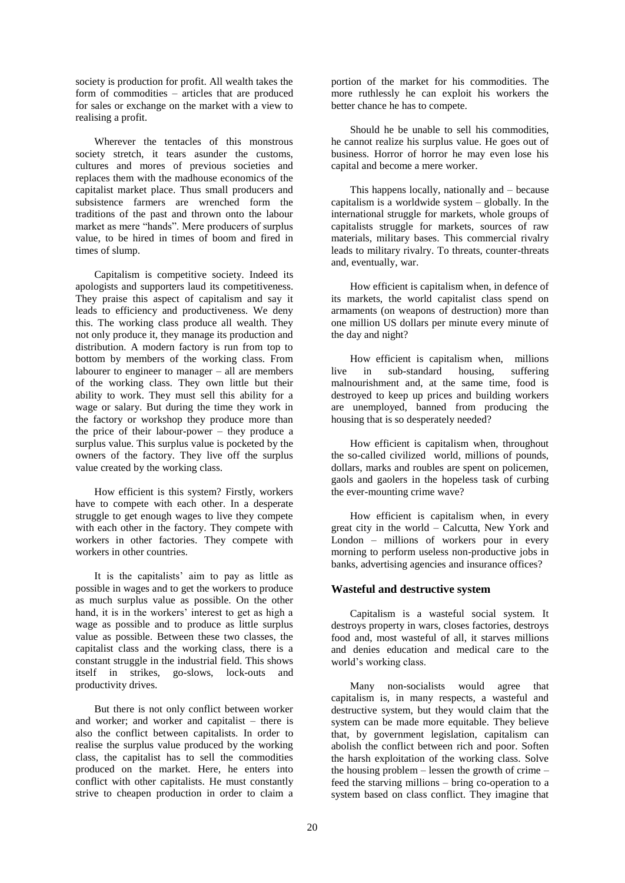society is production for profit. All wealth takes the form of commodities – articles that are produced for sales or exchange on the market with a view to realising a profit.

Wherever the tentacles of this monstrous society stretch, it tears asunder the customs, cultures and mores of previous societies and replaces them with the madhouse economics of the capitalist market place. Thus small producers and subsistence farmers are wrenched form the traditions of the past and thrown onto the labour market as mere "hands". Mere producers of surplus value, to be hired in times of boom and fired in times of slump.

Capitalism is competitive society. Indeed its apologists and supporters laud its competitiveness. They praise this aspect of capitalism and say it leads to efficiency and productiveness. We deny this. The working class produce all wealth. They not only produce it, they manage its production and distribution. A modern factory is run from top to bottom by members of the working class. From labourer to engineer to manager – all are members of the working class. They own little but their ability to work. They must sell this ability for a wage or salary. But during the time they work in the factory or workshop they produce more than the price of their labour-power – they produce a surplus value. This surplus value is pocketed by the owners of the factory. They live off the surplus value created by the working class.

How efficient is this system? Firstly, workers have to compete with each other. In a desperate struggle to get enough wages to live they compete with each other in the factory. They compete with workers in other factories. They compete with workers in other countries.

It is the capitalists' aim to pay as little as possible in wages and to get the workers to produce as much surplus value as possible. On the other hand, it is in the workers' interest to get as high a wage as possible and to produce as little surplus value as possible. Between these two classes, the capitalist class and the working class, there is a constant struggle in the industrial field. This shows itself in strikes, go-slows, lock-outs and productivity drives.

But there is not only conflict between worker and worker; and worker and capitalist – there is also the conflict between capitalists. In order to realise the surplus value produced by the working class, the capitalist has to sell the commodities produced on the market. Here, he enters into conflict with other capitalists. He must constantly strive to cheapen production in order to claim a portion of the market for his commodities. The more ruthlessly he can exploit his workers the better chance he has to compete.

Should he be unable to sell his commodities, he cannot realize his surplus value. He goes out of business. Horror of horror he may even lose his capital and become a mere worker.

This happens locally, nationally and – because capitalism is a worldwide system – globally. In the international struggle for markets, whole groups of capitalists struggle for markets, sources of raw materials, military bases. This commercial rivalry leads to military rivalry. To threats, counter-threats and, eventually, war.

How efficient is capitalism when, in defence of its markets, the world capitalist class spend on armaments (on weapons of destruction) more than one million US dollars per minute every minute of the day and night?

How efficient is capitalism when, millions live in sub-standard housing, suffering malnourishment and, at the same time, food is destroyed to keep up prices and building workers are unemployed, banned from producing the housing that is so desperately needed?

How efficient is capitalism when, throughout the so-called civilized world, millions of pounds, dollars, marks and roubles are spent on policemen, gaols and gaolers in the hopeless task of curbing the ever-mounting crime wave?

How efficient is capitalism when, in every great city in the world – Calcutta, New York and London – millions of workers pour in every morning to perform useless non-productive jobs in banks, advertising agencies and insurance offices?

### Wasteful and destructive system

Capitalism is a wasteful social system. It destroys property in wars, closes factories, destroys food and, most wasteful of all, it starves millions and denies education and medical care to the world's working class.

Many non-socialists would agree that capitalism is, in many respects, a wasteful and destructive system, but they would claim that the system can be made more equitable. They believe that, by government legislation, capitalism can abolish the conflict between rich and poor. Soften the harsh exploitation of the working class. Solve the housing problem – lessen the growth of crime – feed the starving millions – bring co-operation to a system based on class conflict. They imagine that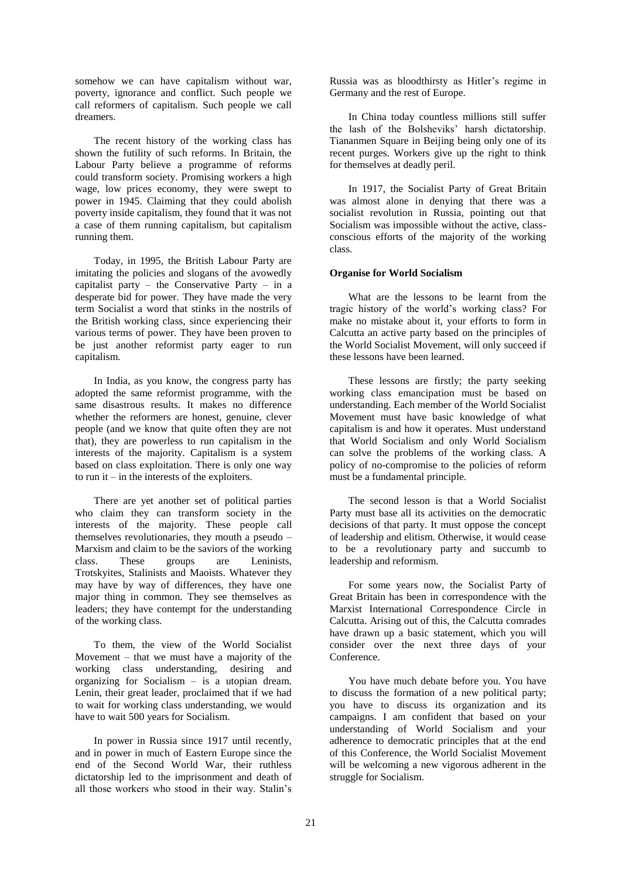somehow we can have capitalism without war, poverty, ignorance and conflict. Such people we call reformers of capitalism. Such people we call dreamers.

The recent history of the working class has shown the futility of such reforms. In Britain, the Labour Party believe a programme of reforms could transform society. Promising workers a high wage, low prices economy, they were swept to power in 1945. Claiming that they could abolish poverty inside capitalism, they found that it was not a case of them running capitalism, but capitalism running them.

Today, in 1995, the British Labour Party are imitating the policies and slogans of the avowedly capitalist party – the Conservative Party – in a desperate bid for power. They have made the very term Socialist a word that stinks in the nostrils of the British working class, since experiencing their various terms of power. They have been proven to be just another reformist party eager to run capitalism.

In India, as you know, the congress party has adopted the same reformist programme, with the same disastrous results. It makes no difference whether the reformers are honest, genuine, clever people (and we know that quite often they are not that), they are powerless to run capitalism in the interests of the majority. Capitalism is a system based on class exploitation. There is only one way to run it – in the interests of the exploiters.

There are yet another set of political parties who claim they can transform society in the interests of the majority. These people call themselves revolutionaries, they mouth a pseudo – Marxism and claim to be the saviors of the working class. These groups are Leninists, Trotskyites, Stalinists and Maoists. Whatever they may have by way of differences, they have one major thing in common. They see themselves as leaders; they have contempt for the understanding of the working class.

To them, the view of the World Socialist Movement – that we must have a majority of the working class understanding, desiring and organizing for Socialism – is a utopian dream. Lenin, their great leader, proclaimed that if we had to wait for working class understanding, we would have to wait 500 years for Socialism.

In power in Russia since 1917 until recently, and in power in much of Eastern Europe since the end of the Second World War, their ruthless dictatorship led to the imprisonment and death of all those workers who stood in their way. Stalin's Russia was as bloodthirsty as Hitler's regime in Germany and the rest of Europe.

In China today countless millions still suffer the lash of the Bolsheviks' harsh dictatorship. Tiananmen Square in Beijing being only one of its recent purges. Workers give up the right to think for themselves at deadly peril.

In 1917, the Socialist Party of Great Britain was almost alone in denying that there was a socialist revolution in Russia, pointing out that Socialism was impossible without the active, class-conscious efforts of the majority of the working class.

**Organise for World Socialism**

What are the lessons to be learnt from the tragic history of the world's working class? For make no mistake about it, your efforts to form in Calcutta an active party based on the principles of the World Socialist Movement, will only succeed if these lessons have been learned.

These lessons are firstly; the party seeking working class emancipation must be based on understanding. Each member of the World Socialist Movement must have basic knowledge of what capitalism is and how it operates. Must understand that World Socialism and only World Socialism can solve the problems of the working class. A policy of no-compromise to the policies of reform must be a fundamental principle.

The second lesson is that a World Socialist Party must base all its activities on the democratic decisions of that party. It must oppose the concept of leadership and elitism. Otherwise, it would cease to be a revolutionary party and succumb to leadership and reformism.

For some years now, the Socialist Party of Great Britain has been in correspondence with the Marxist International Correspondence Circle in Calcutta. Arising out of this, the Calcutta comrades have drawn up a basic statement, which you will consider over the next three days of your Conference.

You have much debate before you. You have to discuss the formation of a new political party; you have to discuss its organization and its campaigns. I am confident that based on your understanding of World Socialism and your adherence to democratic principles that at the end of this Conference, the World Socialist Movement will be welcoming a new vigorous adherent in the struggle for Socialism.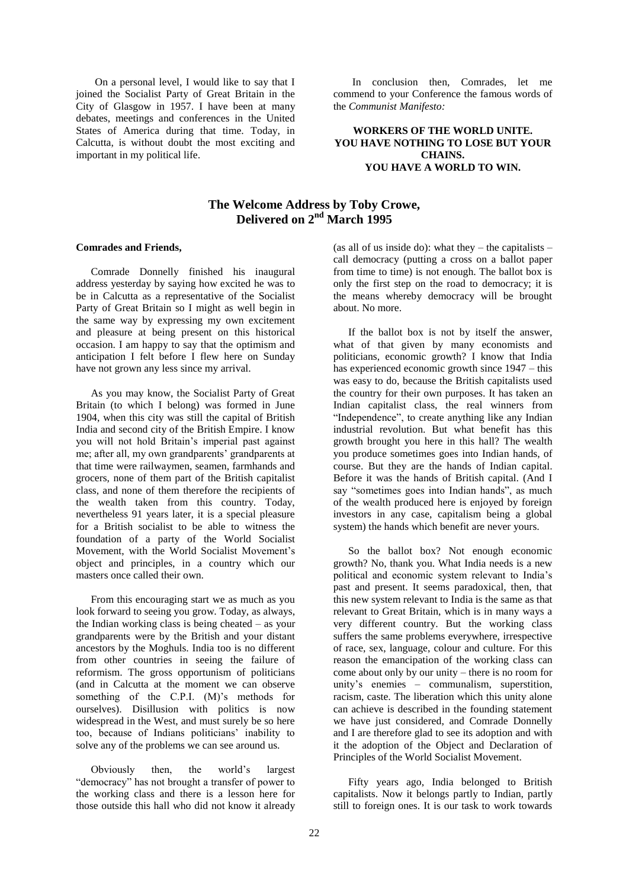On a personal level, I would like to say that I joined the Socialist Party of Great Britain in the City of Glasgow in 1957. I have been at many debates, meetings and conferences in the United States of America during that time. Today, in Calcutta, is without doubt the most exciting and important in my political life.

In conclusion then, Comrades, let me commend to your Conference the famous words of the *Communist Manifesto:*

**WORKERS OF THE WORLD UNITE.**
**YOU HAVE NOTHING TO LOSE BUT YOUR CHAINS.**
**YOU HAVE A WORLD TO WIN.**

## The Welcome Address by Toby Crowe, Delivered on 2nd March 1995

**Comrades and Friends,**

Comrade Donnelly finished his inaugural address yesterday by saying how excited he was to be in Calcutta as a representative of the Socialist Party of Great Britain so I might as well begin in the same way by expressing my own excitement and pleasure at being present on this historical occasion. I am happy to say that the optimism and anticipation I felt before I flew here on Sunday have not grown any less since my arrival.

As you may know, the Socialist Party of Great Britain (to which I belong) was formed in June 1904, when this city was still the capital of British India and second city of the British Empire. I know you will not hold Britain's imperial past against me; after all, my own grandparents' grandparents at that time were railwaymen, seamen, farmhands and grocers, none of them part of the British capitalist class, and none of them therefore the recipients of the wealth taken from this country. Today, nevertheless 91 years later, it is a special pleasure for a British socialist to be able to witness the foundation of a party of the World Socialist Movement, with the World Socialist Movement's object and principles, in a country which our masters once called their own.

From this encouraging start we as much as you look forward to seeing you grow. Today, as always, the Indian working class is being cheated – as your grandparents were by the British and your distant ancestors by the Moghuls. India too is no different from other countries in seeing the failure of reformism. The gross opportunism of politicians (and in Calcutta at the moment we can observe something of the C.P.I. (M)'s methods for ourselves). Disillusion with politics is now widespread in the West, and must surely be so here too, because of Indians politicians' inability to solve any of the problems we can see around us.

Obviously then, the world's largest "democracy" has not brought a transfer of power to the working class and there is a lesson here for those outside this hall who did not know it already (as all of us inside do): what they – the capitalists – call democracy (putting a cross on a ballot paper from time to time) is not enough. The ballot box is only the first step on the road to democracy; it is the means whereby democracy will be brought about. No more.

If the ballot box is not by itself the answer, what of that given by many economists and politicians, economic growth? I know that India has experienced economic growth since 1947 – this was easy to do, because the British capitalists used the country for their own purposes. It has taken an Indian capitalist class, the real winners from "Independence", to create anything like any Indian industrial revolution. But what benefit has this growth brought you here in this hall? The wealth you produce sometimes goes into Indian hands, of course. But they are the hands of Indian capital. Before it was the hands of British capital. (And I say "sometimes goes into Indian hands", as much of the wealth produced here is enjoyed by foreign investors in any case, capitalism being a global system) the hands which benefit are never yours.

So the ballot box? Not enough economic growth? No, thank you. What India needs is a new political and economic system relevant to India's past and present. It seems paradoxical, then, that this new system relevant to India is the same as that relevant to Great Britain, which is in many ways a very different country. But the working class suffers the same problems everywhere, irrespective of race, sex, language, colour and culture. For this reason the emancipation of the working class can come about only by our unity – there is no room for unity's enemies – communalism, superstition, racism, caste. The liberation which this unity alone can achieve is described in the founding statement we have just considered, and Comrade Donnelly and I are therefore glad to see its adoption and with it the adoption of the Object and Declaration of Principles of the World Socialist Movement.

Fifty years ago, India belonged to British capitalists. Now it belongs partly to Indian, partly still to foreign ones. It is our task to work towards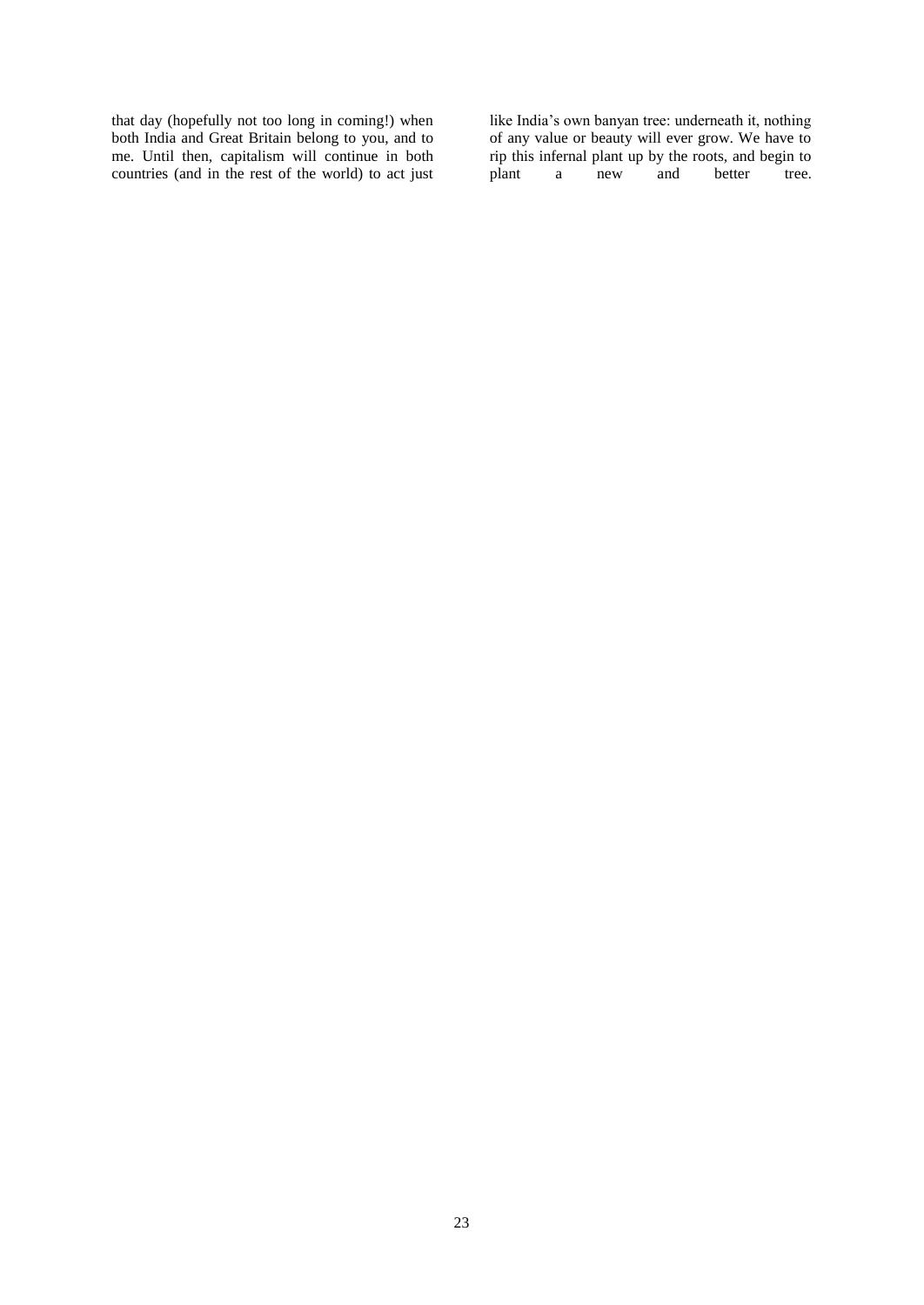that day (hopefully not too long in coming!) when both India and Great Britain belong to you, and to me. Until then, capitalism will continue in both countries (and in the rest of the world) to act just like India's own banyan tree: underneath it, nothing of any value or beauty will ever grow. We have to rip this infernal plant up by the roots, and begin to plant a new and better tree.